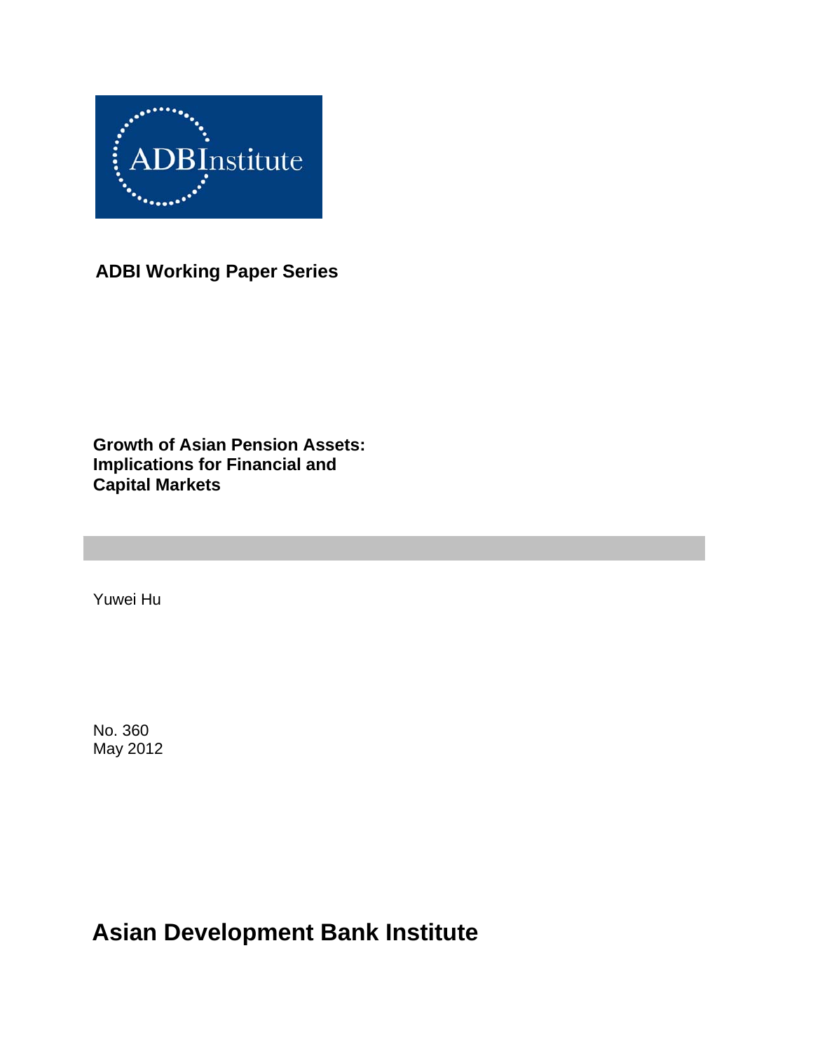ADBInstitute

**ADBI Working Paper Series**

# Growth of Asian Pension Assets: Implications for Financial and Capital Markets

Yuwei Hu

No. 360
May 2012

**Asian Development Bank Institute**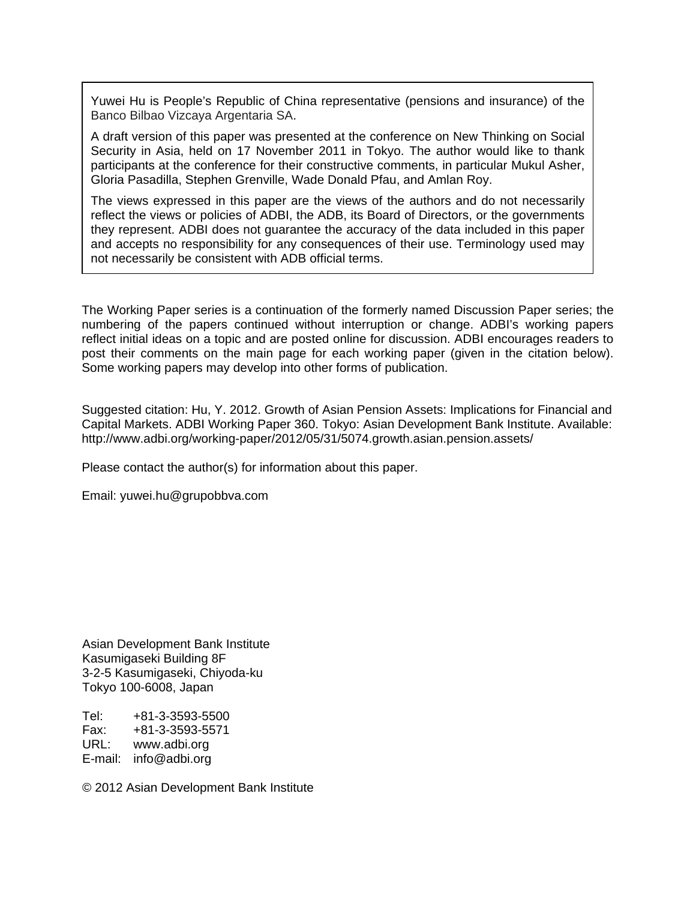Yuwei Hu is People's Republic of China representative (pensions and insurance) of the Banco Bilbao Vizcaya Argentaria SA.

A draft version of this paper was presented at the conference on New Thinking on Social Security in Asia, held on 17 November 2011 in Tokyo. The author would like to thank participants at the conference for their constructive comments, in particular Mukul Asher, Gloria Pasadilla, Stephen Grenville, Wade Donald Pfau, and Amlan Roy.

The views expressed in this paper are the views of the authors and do not necessarily reflect the views or policies of ADBI, the ADB, its Board of Directors, or the governments they represent. ADBI does not guarantee the accuracy of the data included in this paper and accepts no responsibility for any consequences of their use. Terminology used may not necessarily be consistent with ADB official terms.

The Working Paper series is a continuation of the formerly named Discussion Paper series; the numbering of the papers continued without interruption or change. ADBI's working papers reflect initial ideas on a topic and are posted online for discussion. ADBI encourages readers to post their comments on the main page for each working paper (given in the citation below). Some working papers may develop into other forms of publication.

Suggested citation: Hu, Y. 2012. Growth of Asian Pension Assets: Implications for Financial and Capital Markets. ADBI Working Paper 360. Tokyo: Asian Development Bank Institute. Available: http://www.adbi.org/working-paper/2012/05/31/5074.growth.asian.pension.assets/

Please contact the author(s) for information about this paper.

Email: yuwei.hu@grupobbva.com

Asian Development Bank Institute
Kasumigaseki Building 8F
3-2-5 Kasumigaseki, Chiyoda-ku
Tokyo 100-6008, Japan

Tel: +81-3-3593-5500
Fax: +81-3-3593-5571
URL: www.adbi.org
E-mail: info@adbi.org

© 2012 Asian Development Bank Institute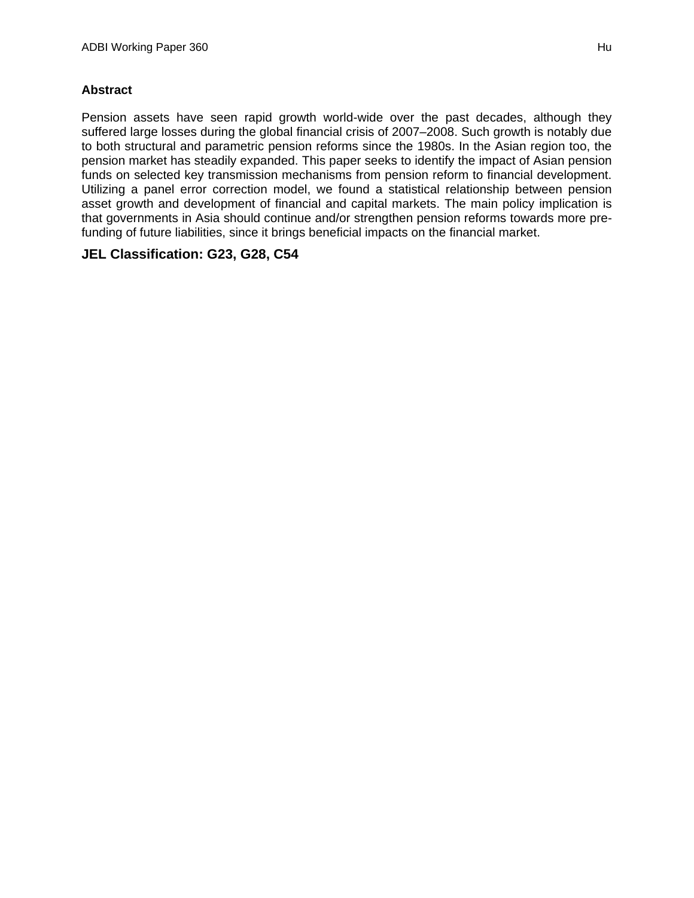**Abstract**

Pension assets have seen rapid growth world-wide over the past decades, although they suffered large losses during the global financial crisis of 2007–2008. Such growth is notably due to both structural and parametric pension reforms since the 1980s. In the Asian region too, the pension market has steadily expanded. This paper seeks to identify the impact of Asian pension funds on selected key transmission mechanisms from pension reform to financial development. Utilizing a panel error correction model, we found a statistical relationship between pension asset growth and development of financial and capital markets. The main policy implication is that governments in Asia should continue and/or strengthen pension reforms towards more pre-funding of future liabilities, since it brings beneficial impacts on the financial market.

**JEL Classification: G23, G28, C54**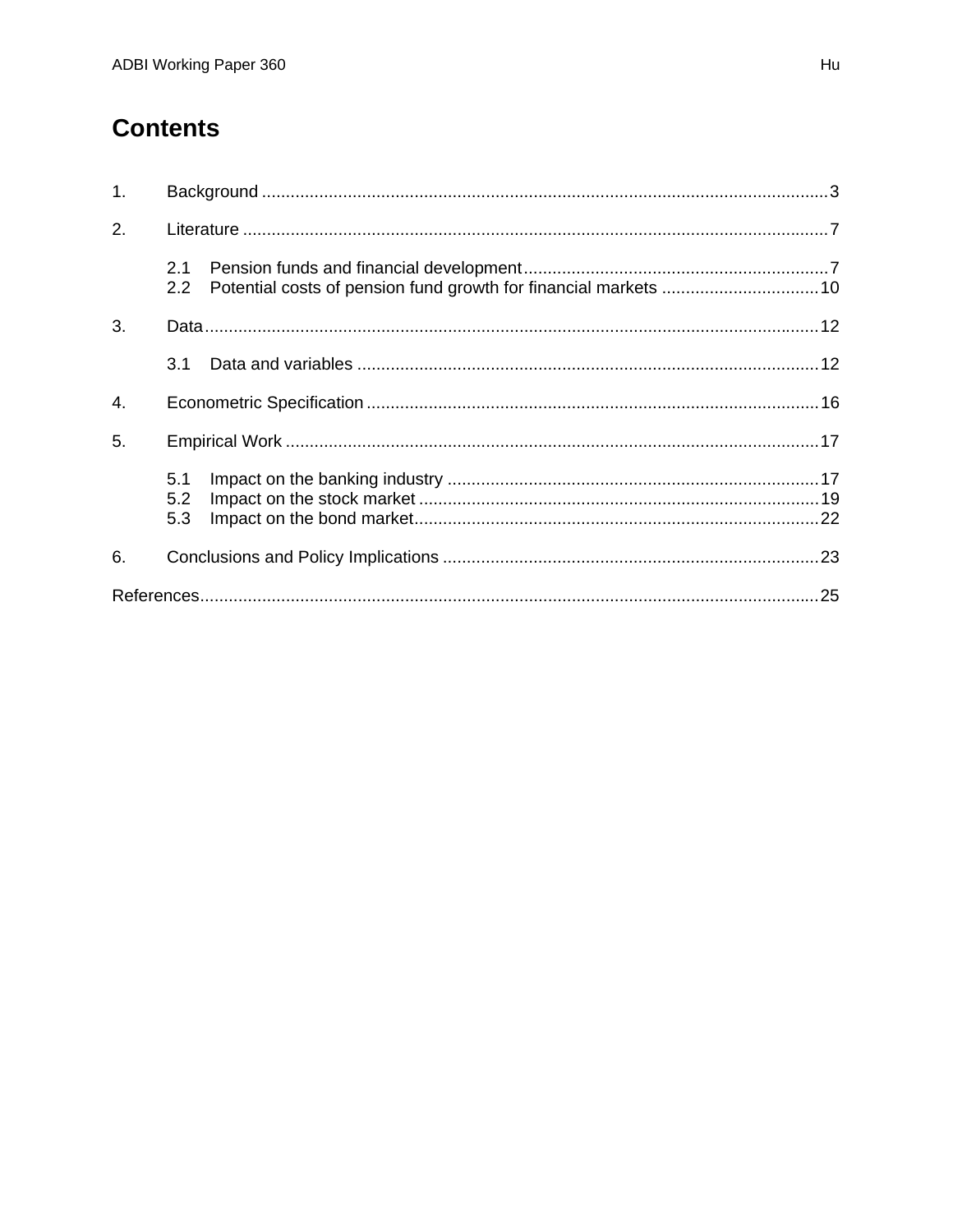# Contents

1. Background ........................................................................................................................ 3

2. Literature ........................................................................................................................... 7

   2.1 Pension funds and financial development ................................................................ 7
   2.2 Potential costs of pension fund growth for financial markets ................................. 10

3. Data ................................................................................................................................. 12

   3.1 Data and variables ................................................................................................. 12

4. Econometric Specification .............................................................................................. 16

5. Empirical Work ................................................................................................................ 17

   5.1 Impact on the banking industry .............................................................................. 17
   5.2 Impact on the stock market .................................................................................... 19
   5.3 Impact on the bond market ..................................................................................... 22

6. Conclusions and Policy Implications ............................................................................... 23

References ................................................................................................................................ 25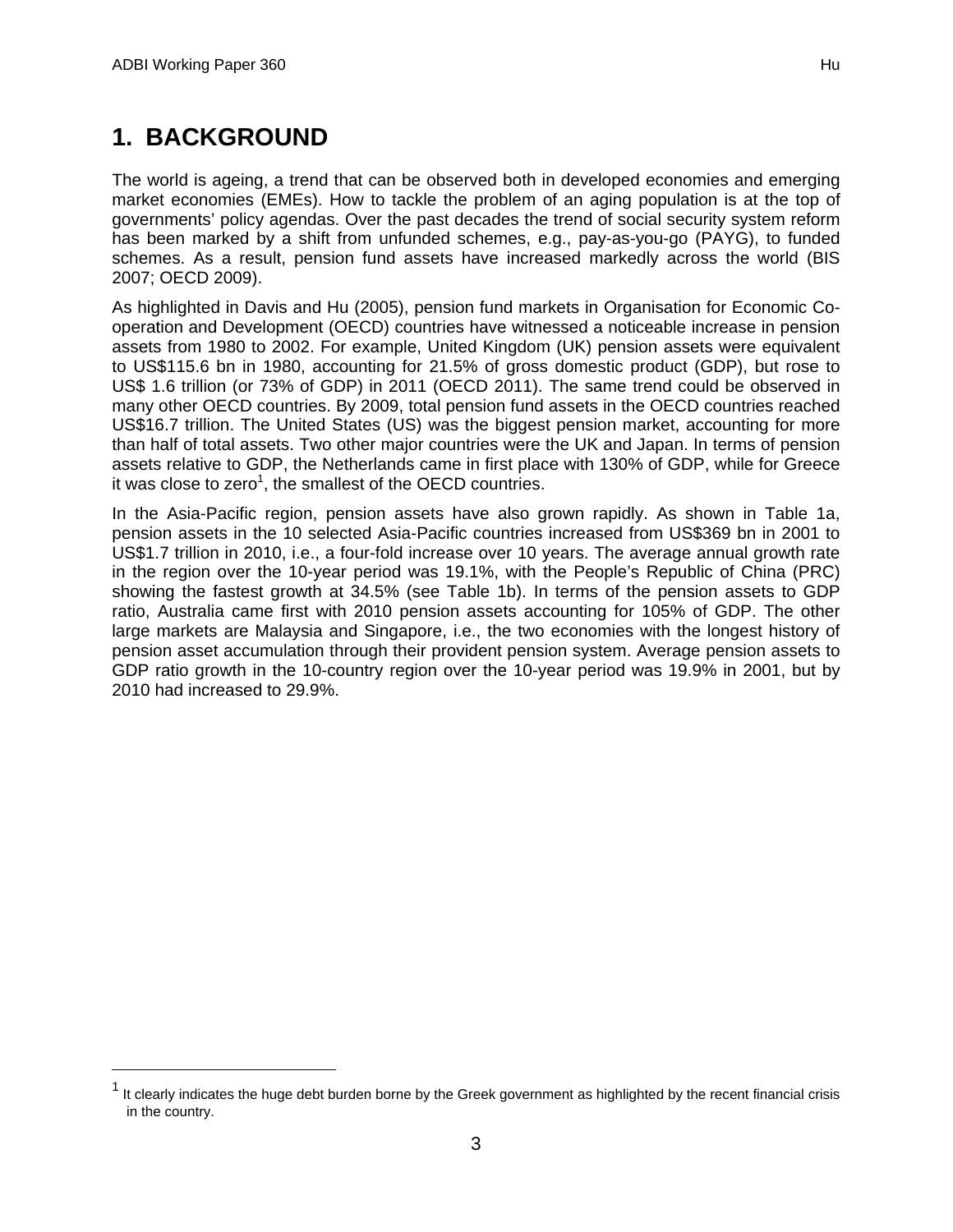# 1. BACKGROUND

The world is ageing, a trend that can be observed both in developed economies and emerging market economies (EMEs). How to tackle the problem of an aging population is at the top of governments' policy agendas. Over the past decades the trend of social security system reform has been marked by a shift from unfunded schemes, e.g., pay-as-you-go (PAYG), to funded schemes. As a result, pension fund assets have increased markedly across the world (BIS 2007; OECD 2009).

As highlighted in Davis and Hu (2005), pension fund markets in Organisation for Economic Co-operation and Development (OECD) countries have witnessed a noticeable increase in pension assets from 1980 to 2002. For example, United Kingdom (UK) pension assets were equivalent to US$115.6 bn in 1980, accounting for 21.5% of gross domestic product (GDP), but rose to US$ 1.6 trillion (or 73% of GDP) in 2011 (OECD 2011). The same trend could be observed in many other OECD countries. By 2009, total pension fund assets in the OECD countries reached US$16.7 trillion. The United States (US) was the biggest pension market, accounting for more than half of total assets. Two other major countries were the UK and Japan. In terms of pension assets relative to GDP, the Netherlands came in first place with 130% of GDP, while for Greece it was close to zero[1], the smallest of the OECD countries.

In the Asia-Pacific region, pension assets have also grown rapidly. As shown in Table 1a, pension assets in the 10 selected Asia-Pacific countries increased from US$369 bn in 2001 to US$1.7 trillion in 2010, i.e., a four-fold increase over 10 years. The average annual growth rate in the region over the 10-year period was 19.1%, with the People's Republic of China (PRC) showing the fastest growth at 34.5% (see Table 1b). In terms of the pension assets to GDP ratio, Australia came first with 2010 pension assets accounting for 105% of GDP. The other large markets are Malaysia and Singapore, i.e., the two economies with the longest history of pension asset accumulation through their provident pension system. Average pension assets to GDP ratio growth in the 10-country region over the 10-year period was 19.9% in 2001, but by 2010 had increased to 29.9%.

---

[1] It clearly indicates the huge debt burden borne by the Greek government as highlighted by the recent financial crisis in the country.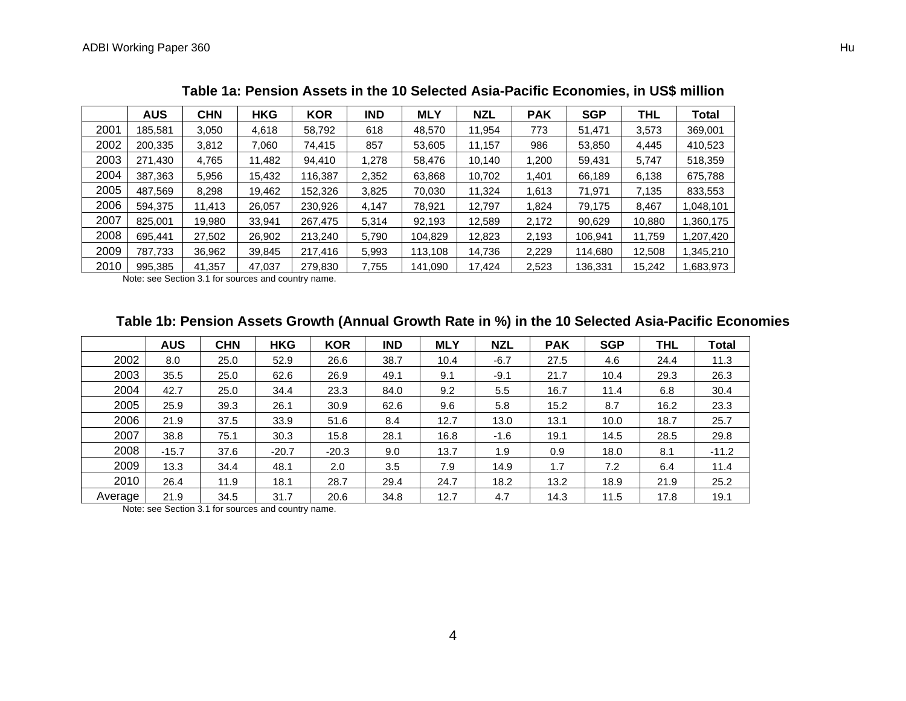**Table 1a: Pension Assets in the 10 Selected Asia-Pacific Economies, in US$ million**

| | AUS | CHN | HKG | KOR | IND | MLY | NZL | PAK | SGP | THL | Total |
|---|---|---|---|---|---|---|---|---|---|---|---|
| 2001 | 185,581 | 3,050 | 4,618 | 58,792 | 618 | 48,570 | 11,954 | 773 | 51,471 | 3,573 | 369,001 |
| 2002 | 200,335 | 3,812 | 7,060 | 74,415 | 857 | 53,605 | 11,157 | 986 | 53,850 | 4,445 | 410,523 |
| 2003 | 271,430 | 4,765 | 11,482 | 94,410 | 1,278 | 58,476 | 10,140 | 1,200 | 59,431 | 5,747 | 518,359 |
| 2004 | 387,363 | 5,956 | 15,432 | 116,387 | 2,352 | 63,868 | 10,702 | 1,401 | 66,189 | 6,138 | 675,788 |
| 2005 | 487,569 | 8,298 | 19,462 | 152,326 | 3,825 | 70,030 | 11,324 | 1,613 | 71,971 | 7,135 | 833,553 |
| 2006 | 594,375 | 11,413 | 26,057 | 230,926 | 4,147 | 78,921 | 12,797 | 1,824 | 79,175 | 8,467 | 1,048,101 |
| 2007 | 825,001 | 19,980 | 33,941 | 267,475 | 5,314 | 92,193 | 12,589 | 2,172 | 90,629 | 10,880 | 1,360,175 |
| 2008 | 695,441 | 27,502 | 26,902 | 213,240 | 5,790 | 104,829 | 12,823 | 2,193 | 106,941 | 11,759 | 1,207,420 |
| 2009 | 787,733 | 36,962 | 39,845 | 217,416 | 5,993 | 113,108 | 14,736 | 2,229 | 114,680 | 12,508 | 1,345,210 |
| 2010 | 995,385 | 41,357 | 47,037 | 279,830 | 7,755 | 141,090 | 17,424 | 2,523 | 136,331 | 15,242 | 1,683,973 |

Note: see Section 3.1 for sources and country name.

**Table 1b: Pension Assets Growth (Annual Growth Rate in %) in the 10 Selected Asia-Pacific Economies**

| | AUS | CHN | HKG | KOR | IND | MLY | NZL | PAK | SGP | THL | Total |
|---|---|---|---|---|---|---|---|---|---|---|---|
| 2002 | 8.0 | 25.0 | 52.9 | 26.6 | 38.7 | 10.4 | -6.7 | 27.5 | 4.6 | 24.4 | 11.3 |
| 2003 | 35.5 | 25.0 | 62.6 | 26.9 | 49.1 | 9.1 | -9.1 | 21.7 | 10.4 | 29.3 | 26.3 |
| 2004 | 42.7 | 25.0 | 34.4 | 23.3 | 84.0 | 9.2 | 5.5 | 16.7 | 11.4 | 6.8 | 30.4 |
| 2005 | 25.9 | 39.3 | 26.1 | 30.9 | 62.6 | 9.6 | 5.8 | 15.2 | 8.7 | 16.2 | 23.3 |
| 2006 | 21.9 | 37.5 | 33.9 | 51.6 | 8.4 | 12.7 | 13.0 | 13.1 | 10.0 | 18.7 | 25.7 |
| 2007 | 38.8 | 75.1 | 30.3 | 15.8 | 28.1 | 16.8 | -1.6 | 19.1 | 14.5 | 28.5 | 29.8 |
| 2008 | -15.7 | 37.6 | -20.7 | -20.3 | 9.0 | 13.7 | 1.9 | 0.9 | 18.0 | 8.1 | -11.2 |
| 2009 | 13.3 | 34.4 | 48.1 | 2.0 | 3.5 | 7.9 | 14.9 | 1.7 | 7.2 | 6.4 | 11.4 |
| 2010 | 26.4 | 11.9 | 18.1 | 28.7 | 29.4 | 24.7 | 18.2 | 13.2 | 18.9 | 21.9 | 25.2 |
| Average | 21.9 | 34.5 | 31.7 | 20.6 | 34.8 | 12.7 | 4.7 | 14.3 | 11.5 | 17.8 | 19.1 |

Note: see Section 3.1 for sources and country name.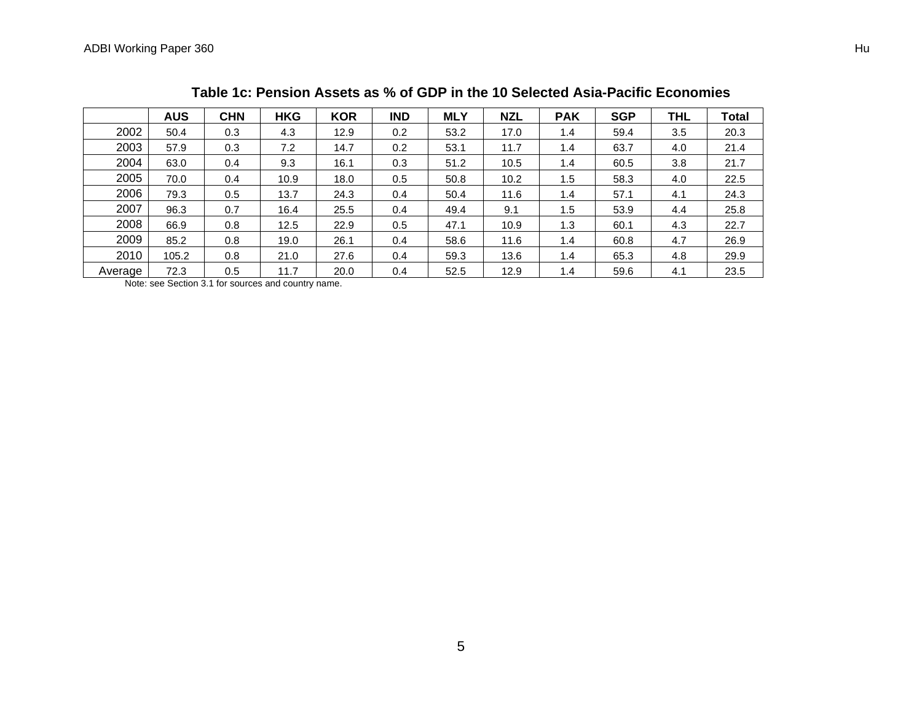**Table 1c: Pension Assets as % of GDP in the 10 Selected Asia-Pacific Economies**

| | AUS | CHN | HKG | KOR | IND | MLY | NZL | PAK | SGP | THL | Total |
|---|---|---|---|---|---|---|---|---|---|---|---|
| 2002 | 50.4 | 0.3 | 4.3 | 12.9 | 0.2 | 53.2 | 17.0 | 1.4 | 59.4 | 3.5 | 20.3 |
| 2003 | 57.9 | 0.3 | 7.2 | 14.7 | 0.2 | 53.1 | 11.7 | 1.4 | 63.7 | 4.0 | 21.4 |
| 2004 | 63.0 | 0.4 | 9.3 | 16.1 | 0.3 | 51.2 | 10.5 | 1.4 | 60.5 | 3.8 | 21.7 |
| 2005 | 70.0 | 0.4 | 10.9 | 18.0 | 0.5 | 50.8 | 10.2 | 1.5 | 58.3 | 4.0 | 22.5 |
| 2006 | 79.3 | 0.5 | 13.7 | 24.3 | 0.4 | 50.4 | 11.6 | 1.4 | 57.1 | 4.1 | 24.3 |
| 2007 | 96.3 | 0.7 | 16.4 | 25.5 | 0.4 | 49.4 | 9.1 | 1.5 | 53.9 | 4.4 | 25.8 |
| 2008 | 66.9 | 0.8 | 12.5 | 22.9 | 0.5 | 47.1 | 10.9 | 1.3 | 60.1 | 4.3 | 22.7 |
| 2009 | 85.2 | 0.8 | 19.0 | 26.1 | 0.4 | 58.6 | 11.6 | 1.4 | 60.8 | 4.7 | 26.9 |
| 2010 | 105.2 | 0.8 | 21.0 | 27.6 | 0.4 | 59.3 | 13.6 | 1.4 | 65.3 | 4.8 | 29.9 |
| Average | 72.3 | 0.5 | 11.7 | 20.0 | 0.4 | 52.5 | 12.9 | 1.4 | 59.6 | 4.1 | 23.5 |

Note: see Section 3.1 for sources and country name.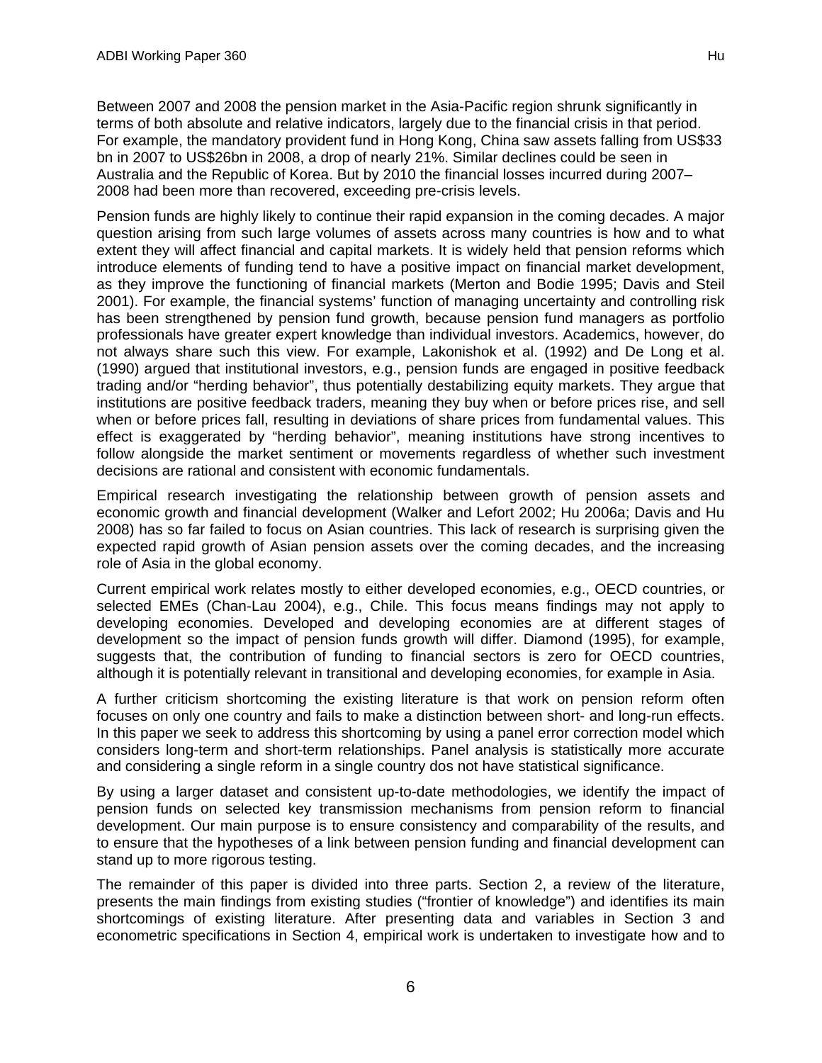Between 2007 and 2008 the pension market in the Asia-Pacific region shrunk significantly in terms of both absolute and relative indicators, largely due to the financial crisis in that period. For example, the mandatory provident fund in Hong Kong, China saw assets falling from US$33 bn in 2007 to US$26bn in 2008, a drop of nearly 21%. Similar declines could be seen in Australia and the Republic of Korea. But by 2010 the financial losses incurred during 2007–2008 had been more than recovered, exceeding pre-crisis levels.

Pension funds are highly likely to continue their rapid expansion in the coming decades. A major question arising from such large volumes of assets across many countries is how and to what extent they will affect financial and capital markets. It is widely held that pension reforms which introduce elements of funding tend to have a positive impact on financial market development, as they improve the functioning of financial markets (Merton and Bodie 1995; Davis and Steil 2001). For example, the financial systems' function of managing uncertainty and controlling risk has been strengthened by pension fund growth, because pension fund managers as portfolio professionals have greater expert knowledge than individual investors. Academics, however, do not always share such this view. For example, Lakonishok et al. (1992) and De Long et al. (1990) argued that institutional investors, e.g., pension funds are engaged in positive feedback trading and/or "herding behavior", thus potentially destabilizing equity markets. They argue that institutions are positive feedback traders, meaning they buy when or before prices rise, and sell when or before prices fall, resulting in deviations of share prices from fundamental values. This effect is exaggerated by "herding behavior", meaning institutions have strong incentives to follow alongside the market sentiment or movements regardless of whether such investment decisions are rational and consistent with economic fundamentals.

Empirical research investigating the relationship between growth of pension assets and economic growth and financial development (Walker and Lefort 2002; Hu 2006a; Davis and Hu 2008) has so far failed to focus on Asian countries. This lack of research is surprising given the expected rapid growth of Asian pension assets over the coming decades, and the increasing role of Asia in the global economy.

Current empirical work relates mostly to either developed economies, e.g., OECD countries, or selected EMEs (Chan-Lau 2004), e.g., Chile. This focus means findings may not apply to developing economies. Developed and developing economies are at different stages of development so the impact of pension funds growth will differ. Diamond (1995), for example, suggests that, the contribution of funding to financial sectors is zero for OECD countries, although it is potentially relevant in transitional and developing economies, for example in Asia.

A further criticism shortcoming the existing literature is that work on pension reform often focuses on only one country and fails to make a distinction between short- and long-run effects. In this paper we seek to address this shortcoming by using a panel error correction model which considers long-term and short-term relationships. Panel analysis is statistically more accurate and considering a single reform in a single country dos not have statistical significance.

By using a larger dataset and consistent up-to-date methodologies, we identify the impact of pension funds on selected key transmission mechanisms from pension reform to financial development. Our main purpose is to ensure consistency and comparability of the results, and to ensure that the hypotheses of a link between pension funding and financial development can stand up to more rigorous testing.

The remainder of this paper is divided into three parts. Section 2, a review of the literature, presents the main findings from existing studies ("frontier of knowledge") and identifies its main shortcomings of existing literature. After presenting data and variables in Section 3 and econometric specifications in Section 4, empirical work is undertaken to investigate how and to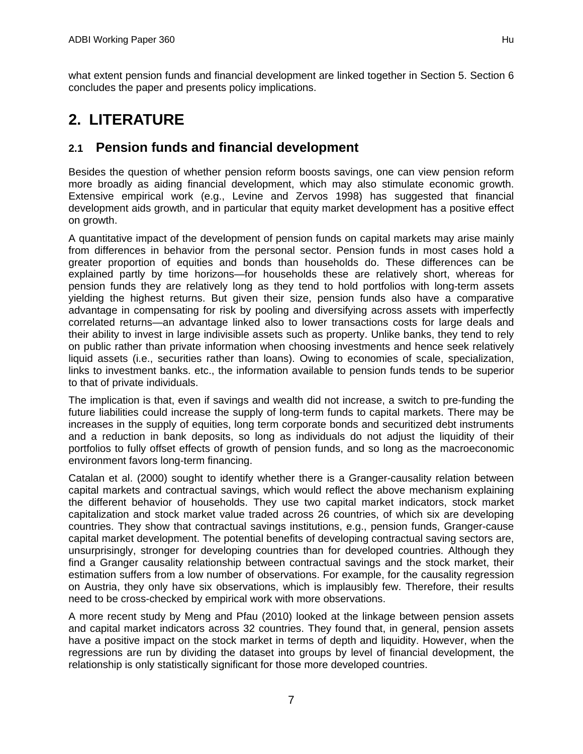what extent pension funds and financial development are linked together in Section 5. Section 6 concludes the paper and presents policy implications.

# 2. LITERATURE

## 2.1 Pension funds and financial development

Besides the question of whether pension reform boosts savings, one can view pension reform more broadly as aiding financial development, which may also stimulate economic growth. Extensive empirical work (e.g., Levine and Zervos 1998) has suggested that financial development aids growth, and in particular that equity market development has a positive effect on growth.

A quantitative impact of the development of pension funds on capital markets may arise mainly from differences in behavior from the personal sector. Pension funds in most cases hold a greater proportion of equities and bonds than households do. These differences can be explained partly by time horizons—for households these are relatively short, whereas for pension funds they are relatively long as they tend to hold portfolios with long-term assets yielding the highest returns. But given their size, pension funds also have a comparative advantage in compensating for risk by pooling and diversifying across assets with imperfectly correlated returns—an advantage linked also to lower transactions costs for large deals and their ability to invest in large indivisible assets such as property. Unlike banks, they tend to rely on public rather than private information when choosing investments and hence seek relatively liquid assets (i.e., securities rather than loans). Owing to economies of scale, specialization, links to investment banks. etc., the information available to pension funds tends to be superior to that of private individuals.

The implication is that, even if savings and wealth did not increase, a switch to pre-funding the future liabilities could increase the supply of long-term funds to capital markets. There may be increases in the supply of equities, long term corporate bonds and securitized debt instruments and a reduction in bank deposits, so long as individuals do not adjust the liquidity of their portfolios to fully offset effects of growth of pension funds, and so long as the macroeconomic environment favors long-term financing.

Catalan et al. (2000) sought to identify whether there is a Granger-causality relation between capital markets and contractual savings, which would reflect the above mechanism explaining the different behavior of households. They use two capital market indicators, stock market capitalization and stock market value traded across 26 countries, of which six are developing countries. They show that contractual savings institutions, e.g., pension funds, Granger-cause capital market development. The potential benefits of developing contractual saving sectors are, unsurprisingly, stronger for developing countries than for developed countries. Although they find a Granger causality relationship between contractual savings and the stock market, their estimation suffers from a low number of observations. For example, for the causality regression on Austria, they only have six observations, which is implausibly few. Therefore, their results need to be cross-checked by empirical work with more observations.

A more recent study by Meng and Pfau (2010) looked at the linkage between pension assets and capital market indicators across 32 countries. They found that, in general, pension assets have a positive impact on the stock market in terms of depth and liquidity. However, when the regressions are run by dividing the dataset into groups by level of financial development, the relationship is only statistically significant for those more developed countries.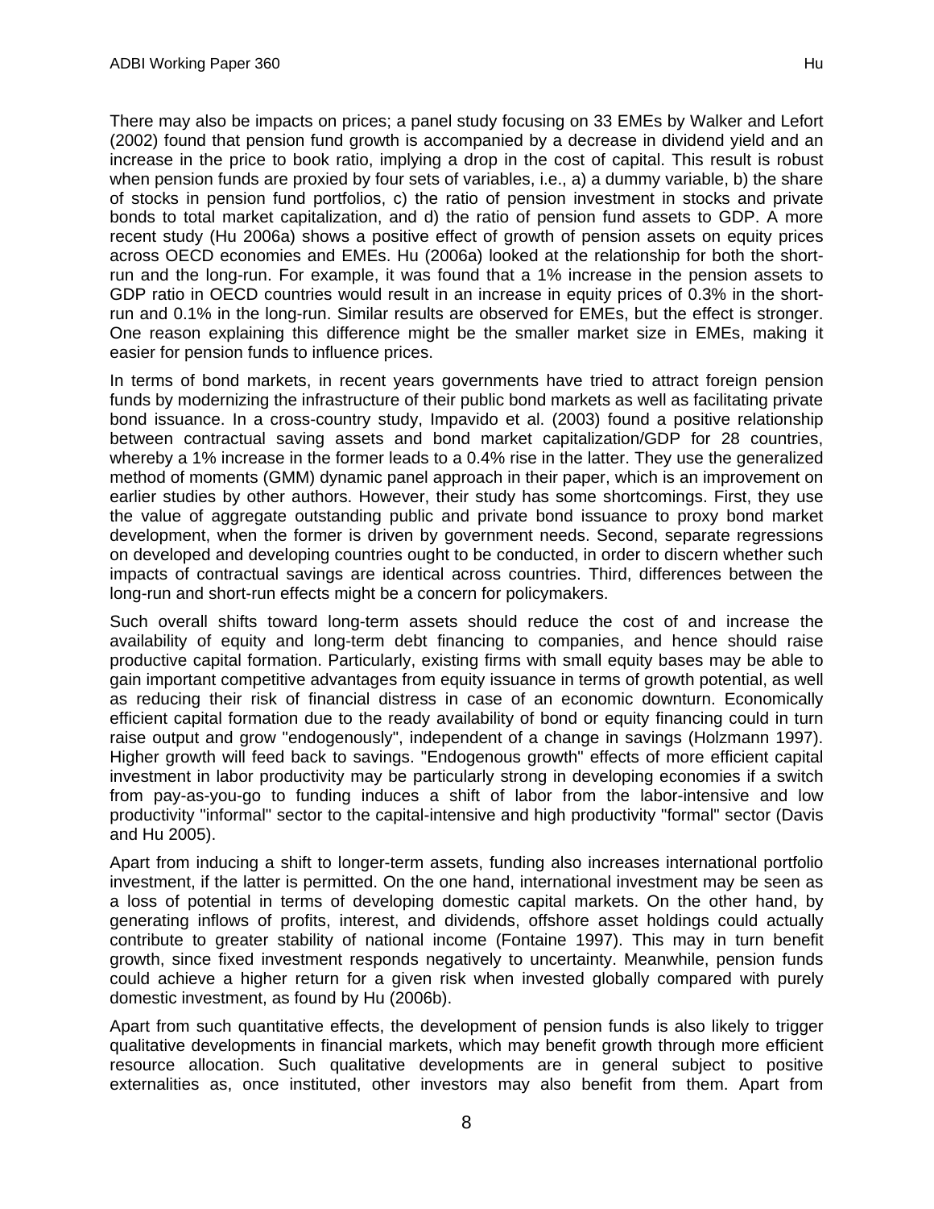There may also be impacts on prices; a panel study focusing on 33 EMEs by Walker and Lefort (2002) found that pension fund growth is accompanied by a decrease in dividend yield and an increase in the price to book ratio, implying a drop in the cost of capital. This result is robust when pension funds are proxied by four sets of variables, i.e., a) a dummy variable, b) the share of stocks in pension fund portfolios, c) the ratio of pension investment in stocks and private bonds to total market capitalization, and d) the ratio of pension fund assets to GDP. A more recent study (Hu 2006a) shows a positive effect of growth of pension assets on equity prices across OECD economies and EMEs. Hu (2006a) looked at the relationship for both the short-run and the long-run. For example, it was found that a 1% increase in the pension assets to GDP ratio in OECD countries would result in an increase in equity prices of 0.3% in the short-run and 0.1% in the long-run. Similar results are observed for EMEs, but the effect is stronger. One reason explaining this difference might be the smaller market size in EMEs, making it easier for pension funds to influence prices.

In terms of bond markets, in recent years governments have tried to attract foreign pension funds by modernizing the infrastructure of their public bond markets as well as facilitating private bond issuance. In a cross-country study, Impavido et al. (2003) found a positive relationship between contractual saving assets and bond market capitalization/GDP for 28 countries, whereby a 1% increase in the former leads to a 0.4% rise in the latter. They use the generalized method of moments (GMM) dynamic panel approach in their paper, which is an improvement on earlier studies by other authors. However, their study has some shortcomings. First, they use the value of aggregate outstanding public and private bond issuance to proxy bond market development, when the former is driven by government needs. Second, separate regressions on developed and developing countries ought to be conducted, in order to discern whether such impacts of contractual savings are identical across countries. Third, differences between the long-run and short-run effects might be a concern for policymakers.

Such overall shifts toward long-term assets should reduce the cost of and increase the availability of equity and long-term debt financing to companies, and hence should raise productive capital formation. Particularly, existing firms with small equity bases may be able to gain important competitive advantages from equity issuance in terms of growth potential, as well as reducing their risk of financial distress in case of an economic downturn. Economically efficient capital formation due to the ready availability of bond or equity financing could in turn raise output and grow "endogenously", independent of a change in savings (Holzmann 1997). Higher growth will feed back to savings. "Endogenous growth" effects of more efficient capital investment in labor productivity may be particularly strong in developing economies if a switch from pay-as-you-go to funding induces a shift of labor from the labor-intensive and low productivity "informal" sector to the capital-intensive and high productivity "formal" sector (Davis and Hu 2005).

Apart from inducing a shift to longer-term assets, funding also increases international portfolio investment, if the latter is permitted. On the one hand, international investment may be seen as a loss of potential in terms of developing domestic capital markets. On the other hand, by generating inflows of profits, interest, and dividends, offshore asset holdings could actually contribute to greater stability of national income (Fontaine 1997). This may in turn benefit growth, since fixed investment responds negatively to uncertainty. Meanwhile, pension funds could achieve a higher return for a given risk when invested globally compared with purely domestic investment, as found by Hu (2006b).

Apart from such quantitative effects, the development of pension funds is also likely to trigger qualitative developments in financial markets, which may benefit growth through more efficient resource allocation. Such qualitative developments are in general subject to positive externalities as, once instituted, other investors may also benefit from them. Apart from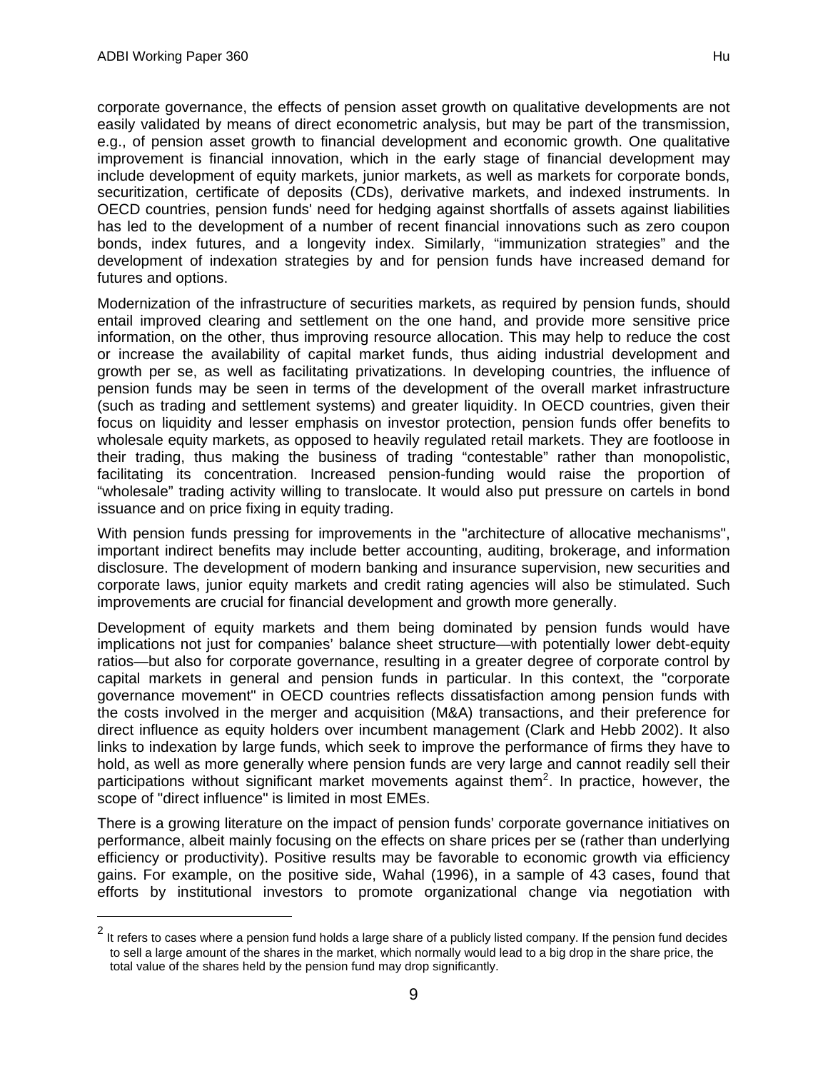corporate governance, the effects of pension asset growth on qualitative developments are not easily validated by means of direct econometric analysis, but may be part of the transmission, e.g., of pension asset growth to financial development and economic growth. One qualitative improvement is financial innovation, which in the early stage of financial development may include development of equity markets, junior markets, as well as markets for corporate bonds, securitization, certificate of deposits (CDs), derivative markets, and indexed instruments. In OECD countries, pension funds' need for hedging against shortfalls of assets against liabilities has led to the development of a number of recent financial innovations such as zero coupon bonds, index futures, and a longevity index. Similarly, "immunization strategies" and the development of indexation strategies by and for pension funds have increased demand for futures and options.

Modernization of the infrastructure of securities markets, as required by pension funds, should entail improved clearing and settlement on the one hand, and provide more sensitive price information, on the other, thus improving resource allocation. This may help to reduce the cost or increase the availability of capital market funds, thus aiding industrial development and growth per se, as well as facilitating privatizations. In developing countries, the influence of pension funds may be seen in terms of the development of the overall market infrastructure (such as trading and settlement systems) and greater liquidity. In OECD countries, given their focus on liquidity and lesser emphasis on investor protection, pension funds offer benefits to wholesale equity markets, as opposed to heavily regulated retail markets. They are footloose in their trading, thus making the business of trading "contestable" rather than monopolistic, facilitating its concentration. Increased pension-funding would raise the proportion of "wholesale" trading activity willing to translocate. It would also put pressure on cartels in bond issuance and on price fixing in equity trading.

With pension funds pressing for improvements in the "architecture of allocative mechanisms", important indirect benefits may include better accounting, auditing, brokerage, and information disclosure. The development of modern banking and insurance supervision, new securities and corporate laws, junior equity markets and credit rating agencies will also be stimulated. Such improvements are crucial for financial development and growth more generally.

Development of equity markets and them being dominated by pension funds would have implications not just for companies' balance sheet structure—with potentially lower debt-equity ratios—but also for corporate governance, resulting in a greater degree of corporate control by capital markets in general and pension funds in particular. In this context, the "corporate governance movement" in OECD countries reflects dissatisfaction among pension funds with the costs involved in the merger and acquisition (M&A) transactions, and their preference for direct influence as equity holders over incumbent management (Clark and Hebb 2002). It also links to indexation by large funds, which seek to improve the performance of firms they have to hold, as well as more generally where pension funds are very large and cannot readily sell their participations without significant market movements against them[2]. In practice, however, the scope of "direct influence" is limited in most EMEs.

There is a growing literature on the impact of pension funds' corporate governance initiatives on performance, albeit mainly focusing on the effects on share prices per se (rather than underlying efficiency or productivity). Positive results may be favorable to economic growth via efficiency gains. For example, on the positive side, Wahal (1996), in a sample of 43 cases, found that efforts by institutional investors to promote organizational change via negotiation with

---

[2] It refers to cases where a pension fund holds a large share of a publicly listed company. If the pension fund decides to sell a large amount of the shares in the market, which normally would lead to a big drop in the share price, the total value of the shares held by the pension fund may drop significantly.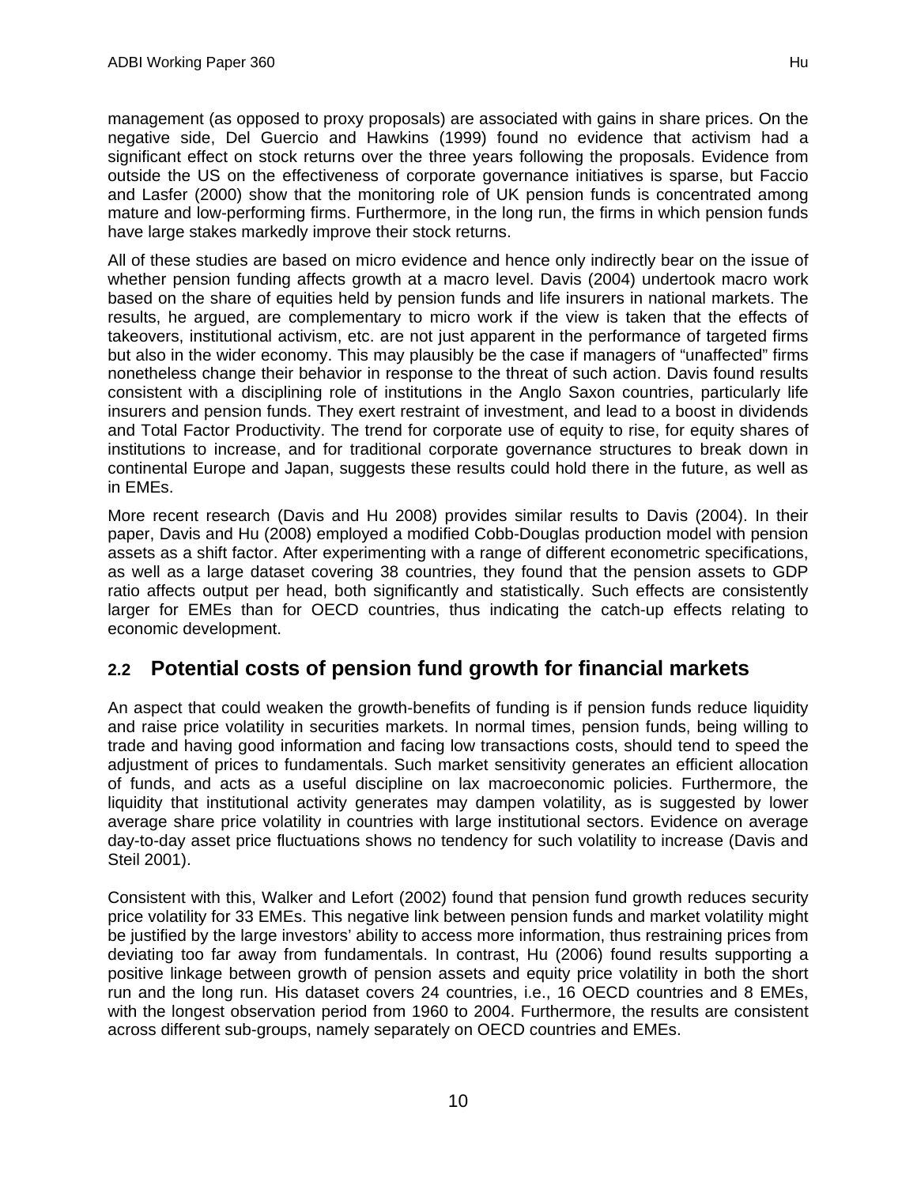management (as opposed to proxy proposals) are associated with gains in share prices. On the negative side, Del Guercio and Hawkins (1999) found no evidence that activism had a significant effect on stock returns over the three years following the proposals. Evidence from outside the US on the effectiveness of corporate governance initiatives is sparse, but Faccio and Lasfer (2000) show that the monitoring role of UK pension funds is concentrated among mature and low-performing firms. Furthermore, in the long run, the firms in which pension funds have large stakes markedly improve their stock returns.

All of these studies are based on micro evidence and hence only indirectly bear on the issue of whether pension funding affects growth at a macro level. Davis (2004) undertook macro work based on the share of equities held by pension funds and life insurers in national markets. The results, he argued, are complementary to micro work if the view is taken that the effects of takeovers, institutional activism, etc. are not just apparent in the performance of targeted firms but also in the wider economy. This may plausibly be the case if managers of "unaffected" firms nonetheless change their behavior in response to the threat of such action. Davis found results consistent with a disciplining role of institutions in the Anglo Saxon countries, particularly life insurers and pension funds. They exert restraint of investment, and lead to a boost in dividends and Total Factor Productivity. The trend for corporate use of equity to rise, for equity shares of institutions to increase, and for traditional corporate governance structures to break down in continental Europe and Japan, suggests these results could hold there in the future, as well as in EMEs.

More recent research (Davis and Hu 2008) provides similar results to Davis (2004). In their paper, Davis and Hu (2008) employed a modified Cobb-Douglas production model with pension assets as a shift factor. After experimenting with a range of different econometric specifications, as well as a large dataset covering 38 countries, they found that the pension assets to GDP ratio affects output per head, both significantly and statistically. Such effects are consistently larger for EMEs than for OECD countries, thus indicating the catch-up effects relating to economic development.

## 2.2 Potential costs of pension fund growth for financial markets

An aspect that could weaken the growth-benefits of funding is if pension funds reduce liquidity and raise price volatility in securities markets. In normal times, pension funds, being willing to trade and having good information and facing low transactions costs, should tend to speed the adjustment of prices to fundamentals. Such market sensitivity generates an efficient allocation of funds, and acts as a useful discipline on lax macroeconomic policies. Furthermore, the liquidity that institutional activity generates may dampen volatility, as is suggested by lower average share price volatility in countries with large institutional sectors. Evidence on average day-to-day asset price fluctuations shows no tendency for such volatility to increase (Davis and Steil 2001).

Consistent with this, Walker and Lefort (2002) found that pension fund growth reduces security price volatility for 33 EMEs. This negative link between pension funds and market volatility might be justified by the large investors' ability to access more information, thus restraining prices from deviating too far away from fundamentals. In contrast, Hu (2006) found results supporting a positive linkage between growth of pension assets and equity price volatility in both the short run and the long run. His dataset covers 24 countries, i.e., 16 OECD countries and 8 EMEs, with the longest observation period from 1960 to 2004. Furthermore, the results are consistent across different sub-groups, namely separately on OECD countries and EMEs.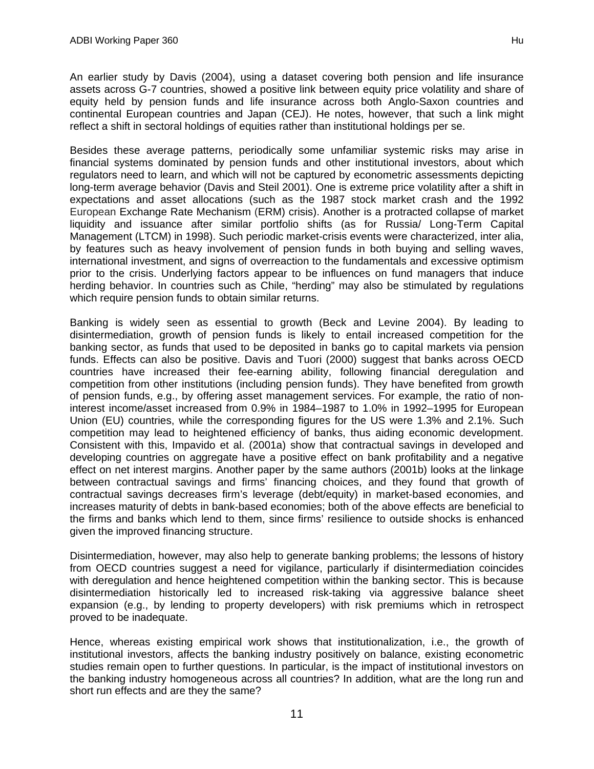An earlier study by Davis (2004), using a dataset covering both pension and life insurance assets across G-7 countries, showed a positive link between equity price volatility and share of equity held by pension funds and life insurance across both Anglo-Saxon countries and continental European countries and Japan (CEJ). He notes, however, that such a link might reflect a shift in sectoral holdings of equities rather than institutional holdings per se.

Besides these average patterns, periodically some unfamiliar systemic risks may arise in financial systems dominated by pension funds and other institutional investors, about which regulators need to learn, and which will not be captured by econometric assessments depicting long-term average behavior (Davis and Steil 2001). One is extreme price volatility after a shift in expectations and asset allocations (such as the 1987 stock market crash and the 1992 European Exchange Rate Mechanism (ERM) crisis). Another is a protracted collapse of market liquidity and issuance after similar portfolio shifts (as for Russia/ Long-Term Capital Management (LTCM) in 1998). Such periodic market-crisis events were characterized, inter alia, by features such as heavy involvement of pension funds in both buying and selling waves, international investment, and signs of overreaction to the fundamentals and excessive optimism prior to the crisis. Underlying factors appear to be influences on fund managers that induce herding behavior. In countries such as Chile, "herding" may also be stimulated by regulations which require pension funds to obtain similar returns.

Banking is widely seen as essential to growth (Beck and Levine 2004). By leading to disintermediation, growth of pension funds is likely to entail increased competition for the banking sector, as funds that used to be deposited in banks go to capital markets via pension funds. Effects can also be positive. Davis and Tuori (2000) suggest that banks across OECD countries have increased their fee-earning ability, following financial deregulation and competition from other institutions (including pension funds). They have benefited from growth of pension funds, e.g., by offering asset management services. For example, the ratio of non-interest income/asset increased from 0.9% in 1984–1987 to 1.0% in 1992–1995 for European Union (EU) countries, while the corresponding figures for the US were 1.3% and 2.1%. Such competition may lead to heightened efficiency of banks, thus aiding economic development. Consistent with this, Impavido et al. (2001a) show that contractual savings in developed and developing countries on aggregate have a positive effect on bank profitability and a negative effect on net interest margins. Another paper by the same authors (2001b) looks at the linkage between contractual savings and firms' financing choices, and they found that growth of contractual savings decreases firm's leverage (debt/equity) in market-based economies, and increases maturity of debts in bank-based economies; both of the above effects are beneficial to the firms and banks which lend to them, since firms' resilience to outside shocks is enhanced given the improved financing structure.

Disintermediation, however, may also help to generate banking problems; the lessons of history from OECD countries suggest a need for vigilance, particularly if disintermediation coincides with deregulation and hence heightened competition within the banking sector. This is because disintermediation historically led to increased risk-taking via aggressive balance sheet expansion (e.g., by lending to property developers) with risk premiums which in retrospect proved to be inadequate.

Hence, whereas existing empirical work shows that institutionalization, i.e., the growth of institutional investors, affects the banking industry positively on balance, existing econometric studies remain open to further questions. In particular, is the impact of institutional investors on the banking industry homogeneous across all countries? In addition, what are the long run and short run effects and are they the same?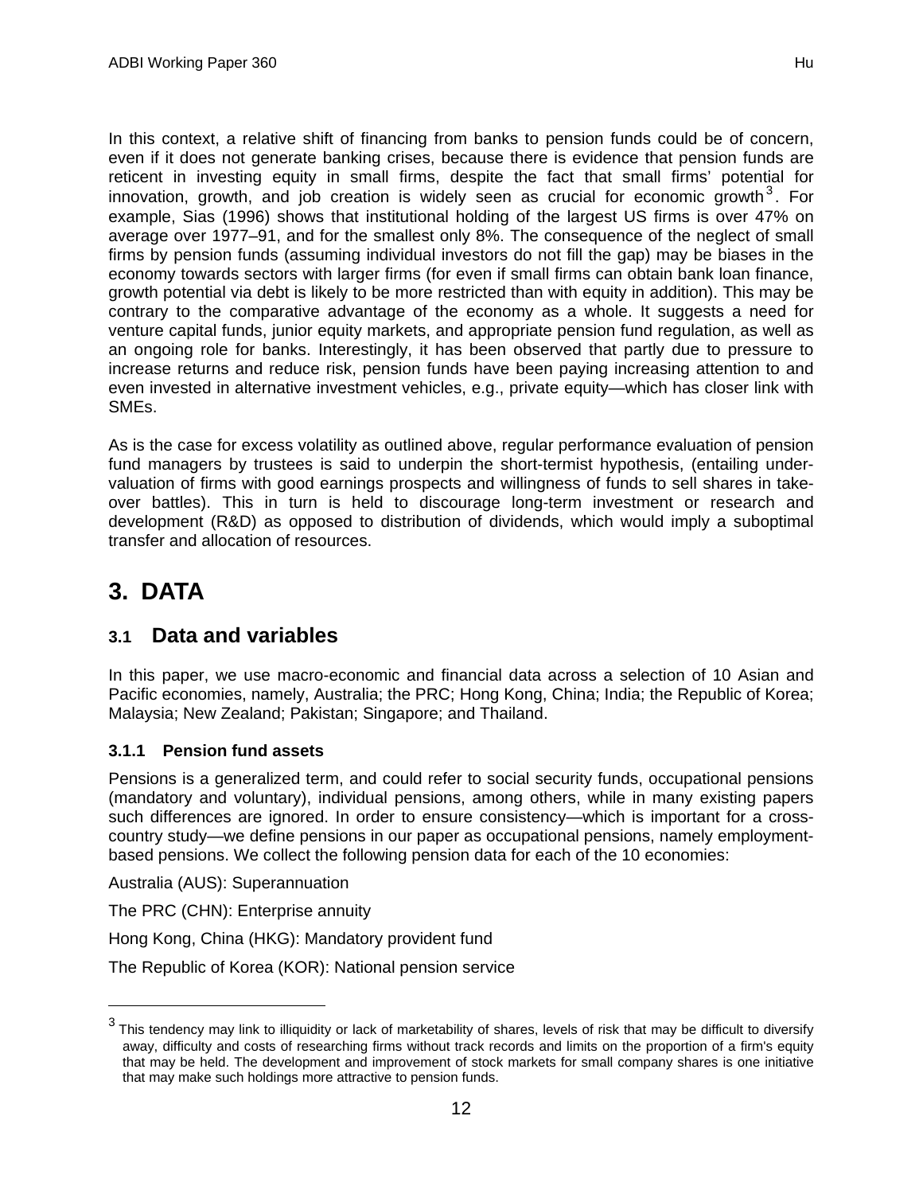In this context, a relative shift of financing from banks to pension funds could be of concern, even if it does not generate banking crises, because there is evidence that pension funds are reticent in investing equity in small firms, despite the fact that small firms' potential for innovation, growth, and job creation is widely seen as crucial for economic growth[3]. For example, Sias (1996) shows that institutional holding of the largest US firms is over 47% on average over 1977–91, and for the smallest only 8%. The consequence of the neglect of small firms by pension funds (assuming individual investors do not fill the gap) may be biases in the economy towards sectors with larger firms (for even if small firms can obtain bank loan finance, growth potential via debt is likely to be more restricted than with equity in addition). This may be contrary to the comparative advantage of the economy as a whole. It suggests a need for venture capital funds, junior equity markets, and appropriate pension fund regulation, as well as an ongoing role for banks. Interestingly, it has been observed that partly due to pressure to increase returns and reduce risk, pension funds have been paying increasing attention to and even invested in alternative investment vehicles, e.g., private equity—which has closer link with SMEs.

As is the case for excess volatility as outlined above, regular performance evaluation of pension fund managers by trustees is said to underpin the short-termist hypothesis, (entailing under-valuation of firms with good earnings prospects and willingness of funds to sell shares in take-over battles). This in turn is held to discourage long-term investment or research and development (R&D) as opposed to distribution of dividends, which would imply a suboptimal transfer and allocation of resources.

# 3. DATA

## 3.1 Data and variables

In this paper, we use macro-economic and financial data across a selection of 10 Asian and Pacific economies, namely, Australia; the PRC; Hong Kong, China; India; the Republic of Korea; Malaysia; New Zealand; Pakistan; Singapore; and Thailand.

### 3.1.1 Pension fund assets

Pensions is a generalized term, and could refer to social security funds, occupational pensions (mandatory and voluntary), individual pensions, among others, while in many existing papers such differences are ignored. In order to ensure consistency—which is important for a cross-country study—we define pensions in our paper as occupational pensions, namely employment-based pensions. We collect the following pension data for each of the 10 economies:

Australia (AUS): Superannuation

The PRC (CHN): Enterprise annuity

Hong Kong, China (HKG): Mandatory provident fund

The Republic of Korea (KOR): National pension service

[3] This tendency may link to illiquidity or lack of marketability of shares, levels of risk that may be difficult to diversify away, difficulty and costs of researching firms without track records and limits on the proportion of a firm's equity that may be held. The development and improvement of stock markets for small company shares is one initiative that may make such holdings more attractive to pension funds.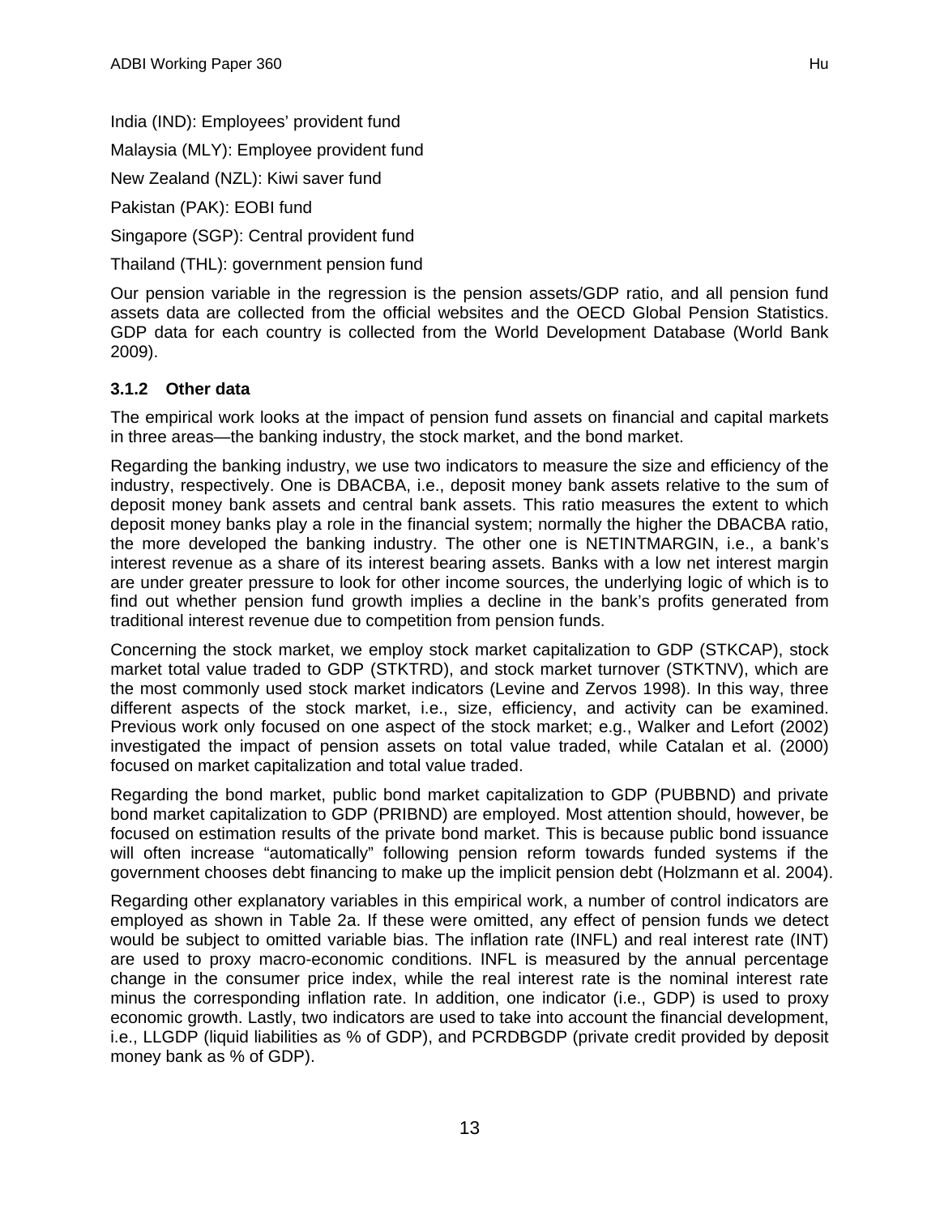India (IND): Employees' provident fund

Malaysia (MLY): Employee provident fund

New Zealand (NZL): Kiwi saver fund

Pakistan (PAK): EOBI fund

Singapore (SGP): Central provident fund

Thailand (THL): government pension fund

Our pension variable in the regression is the pension assets/GDP ratio, and all pension fund assets data are collected from the official websites and the OECD Global Pension Statistics. GDP data for each country is collected from the World Development Database (World Bank 2009).

### 3.1.2 Other data

The empirical work looks at the impact of pension fund assets on financial and capital markets in three areas—the banking industry, the stock market, and the bond market.

Regarding the banking industry, we use two indicators to measure the size and efficiency of the industry, respectively. One is DBACBA, i.e., deposit money bank assets relative to the sum of deposit money bank assets and central bank assets. This ratio measures the extent to which deposit money banks play a role in the financial system; normally the higher the DBACBA ratio, the more developed the banking industry. The other one is NETINTMARGIN, i.e., a bank's interest revenue as a share of its interest bearing assets. Banks with a low net interest margin are under greater pressure to look for other income sources, the underlying logic of which is to find out whether pension fund growth implies a decline in the bank's profits generated from traditional interest revenue due to competition from pension funds.

Concerning the stock market, we employ stock market capitalization to GDP (STKCAP), stock market total value traded to GDP (STKTRD), and stock market turnover (STKTNV), which are the most commonly used stock market indicators (Levine and Zervos 1998). In this way, three different aspects of the stock market, i.e., size, efficiency, and activity can be examined. Previous work only focused on one aspect of the stock market; e.g., Walker and Lefort (2002) investigated the impact of pension assets on total value traded, while Catalan et al. (2000) focused on market capitalization and total value traded.

Regarding the bond market, public bond market capitalization to GDP (PUBBND) and private bond market capitalization to GDP (PRIBND) are employed. Most attention should, however, be focused on estimation results of the private bond market. This is because public bond issuance will often increase "automatically" following pension reform towards funded systems if the government chooses debt financing to make up the implicit pension debt (Holzmann et al. 2004).

Regarding other explanatory variables in this empirical work, a number of control indicators are employed as shown in Table 2a. If these were omitted, any effect of pension funds we detect would be subject to omitted variable bias. The inflation rate (INFL) and real interest rate (INT) are used to proxy macro-economic conditions. INFL is measured by the annual percentage change in the consumer price index, while the real interest rate is the nominal interest rate minus the corresponding inflation rate. In addition, one indicator (i.e., GDP) is used to proxy economic growth. Lastly, two indicators are used to take into account the financial development, i.e., LLGDP (liquid liabilities as % of GDP), and PCRDBGDP (private credit provided by deposit money bank as % of GDP).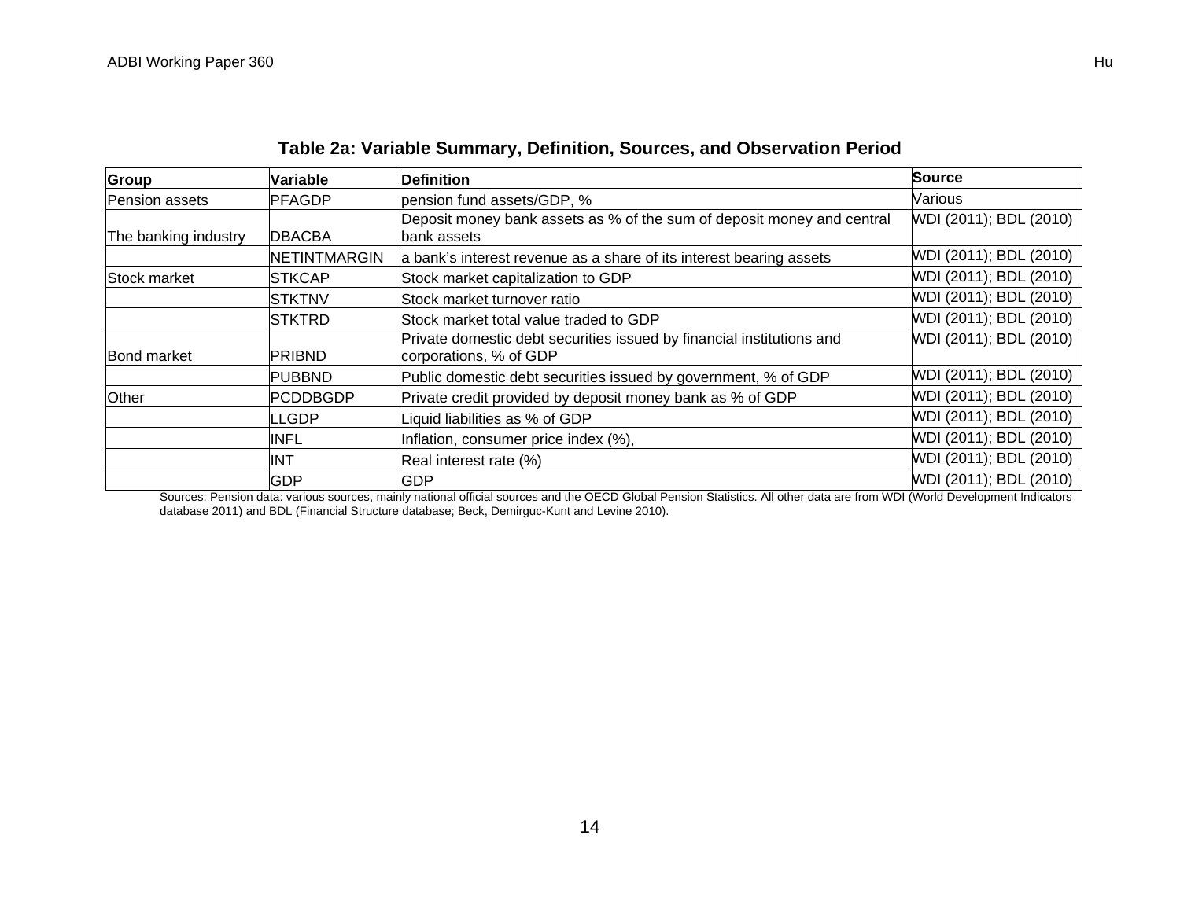**Table 2a: Variable Summary, Definition, Sources, and Observation Period**

| Group | Variable | Definition | Source |
|---|---|---|---|
| Pension assets | PFAGDP | pension fund assets/GDP, % | Various |
| The banking industry | DBACBA | Deposit money bank assets as % of the sum of deposit money and central bank assets | WDI (2011); BDL (2010) |
| | NETINTMARGIN | a bank's interest revenue as a share of its interest bearing assets | WDI (2011); BDL (2010) |
| Stock market | STKCAP | Stock market capitalization to GDP | WDI (2011); BDL (2010) |
| | STKTNV | Stock market turnover ratio | WDI (2011); BDL (2010) |
| | STKTRD | Stock market total value traded to GDP | WDI (2011); BDL (2010) |
| Bond market | PRIBND | Private domestic debt securities issued by financial institutions and corporations, % of GDP | WDI (2011); BDL (2010) |
| | PUBBND | Public domestic debt securities issued by government, % of GDP | WDI (2011); BDL (2010) |
| Other | PCDDBGDP | Private credit provided by deposit money bank as % of GDP | WDI (2011); BDL (2010) |
| | LLGDP | Liquid liabilities as % of GDP | WDI (2011); BDL (2010) |
| | INFL | Inflation, consumer price index (%), | WDI (2011); BDL (2010) |
| | INT | Real interest rate (%) | WDI (2011); BDL (2010) |
| | GDP | GDP | WDI (2011); BDL (2010) |

Sources: Pension data: various sources, mainly national official sources and the OECD Global Pension Statistics. All other data are from WDI (World Development Indicators database 2011) and BDL (Financial Structure database; Beck, Demirguc-Kunt and Levine 2010).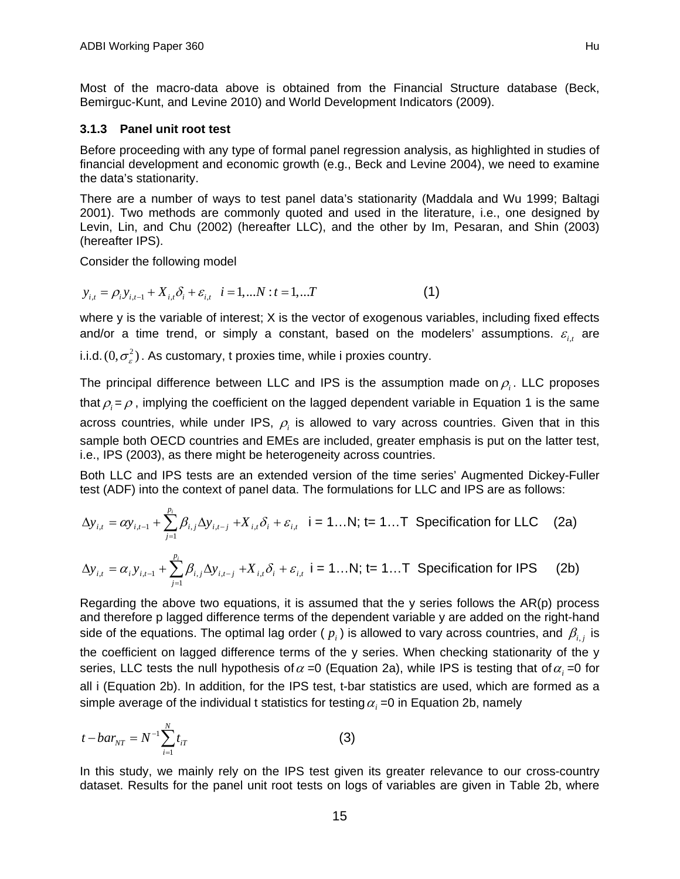Most of the macro-data above is obtained from the Financial Structure database (Beck, Bemirguc-Kunt, and Levine 2010) and World Development Indicators (2009).

### 3.1.3 Panel unit root test

Before proceeding with any type of formal panel regression analysis, as highlighted in studies of financial development and economic growth (e.g., Beck and Levine 2004), we need to examine the data's stationarity.

There are a number of ways to test panel data's stationarity (Maddala and Wu 1999; Baltagi 2001). Two methods are commonly quoted and used in the literature, i.e., one designed by Levin, Lin, and Chu (2002) (hereafter LLC), and the other by Im, Pesaran, and Shin (2003) (hereafter IPS).

Consider the following model

$$y_{i,t} = \rho_i y_{i,t-1} + X_{i,t}\delta_i + \varepsilon_{i,t} \quad i = 1,...N : t = 1,...T \tag{1}$$

where y is the variable of interest; X is the vector of exogenous variables, including fixed effects and/or a time trend, or simply a constant, based on the modelers' assumptions. $\varepsilon_{i,t}$ are i.i.d. $(0, \sigma_\varepsilon^2)$. As customary, t proxies time, while i proxies country.

The principal difference between LLC and IPS is the assumption made on $\rho_i$. LLC proposes that $\rho_i = \rho$, implying the coefficient on the lagged dependent variable in Equation 1 is the same across countries, while under IPS, $\rho_i$ is allowed to vary across countries. Given that in this sample both OECD countries and EMEs are included, greater emphasis is put on the latter test, i.e., IPS (2003), as there might be heterogeneity across countries.

Both LLC and IPS tests are an extended version of the time series' Augmented Dickey-Fuller test (ADF) into the context of panel data. The formulations for LLC and IPS are as follows:

$$\Delta y_{i,t} = \alpha y_{i,t-1} + \sum_{j=1}^{p_i} \beta_{i,j} \Delta y_{i,t-j} + X_{i,t}\delta_i + \varepsilon_{i,t} \quad \text{i = 1…N; t= 1…T Specification for LLC} \tag{2a}$$

$$\Delta y_{i,t} = \alpha_i y_{i,t-1} + \sum_{j=1}^{p_i} \beta_{i,j} \Delta y_{i,t-j} + X_{i,t}\delta_i + \varepsilon_{i,t} \quad \text{i = 1…N; t= 1…T Specification for IPS} \tag{2b}$$

Regarding the above two equations, it is assumed that the y series follows the AR(p) process and therefore p lagged difference terms of the dependent variable y are added on the right-hand side of the equations. The optimal lag order ( $p_i$ ) is allowed to vary across countries, and $\beta_{i,j}$ is the coefficient on lagged difference terms of the y series. When checking stationarity of the y series, LLC tests the null hypothesis of $\alpha$ =0 (Equation 2a), while IPS is testing that of $\alpha_i$ =0 for all i (Equation 2b). In addition, for the IPS test, t-bar statistics are used, which are formed as a simple average of the individual t statistics for testing $\alpha_i$ =0 in Equation 2b, namely

$$t - bar_{NT} = N^{-1} \sum_{i=1}^{N} t_{iT} \tag{3}$$

In this study, we mainly rely on the IPS test given its greater relevance to our cross-country dataset. Results for the panel unit root tests on logs of variables are given in Table 2b, where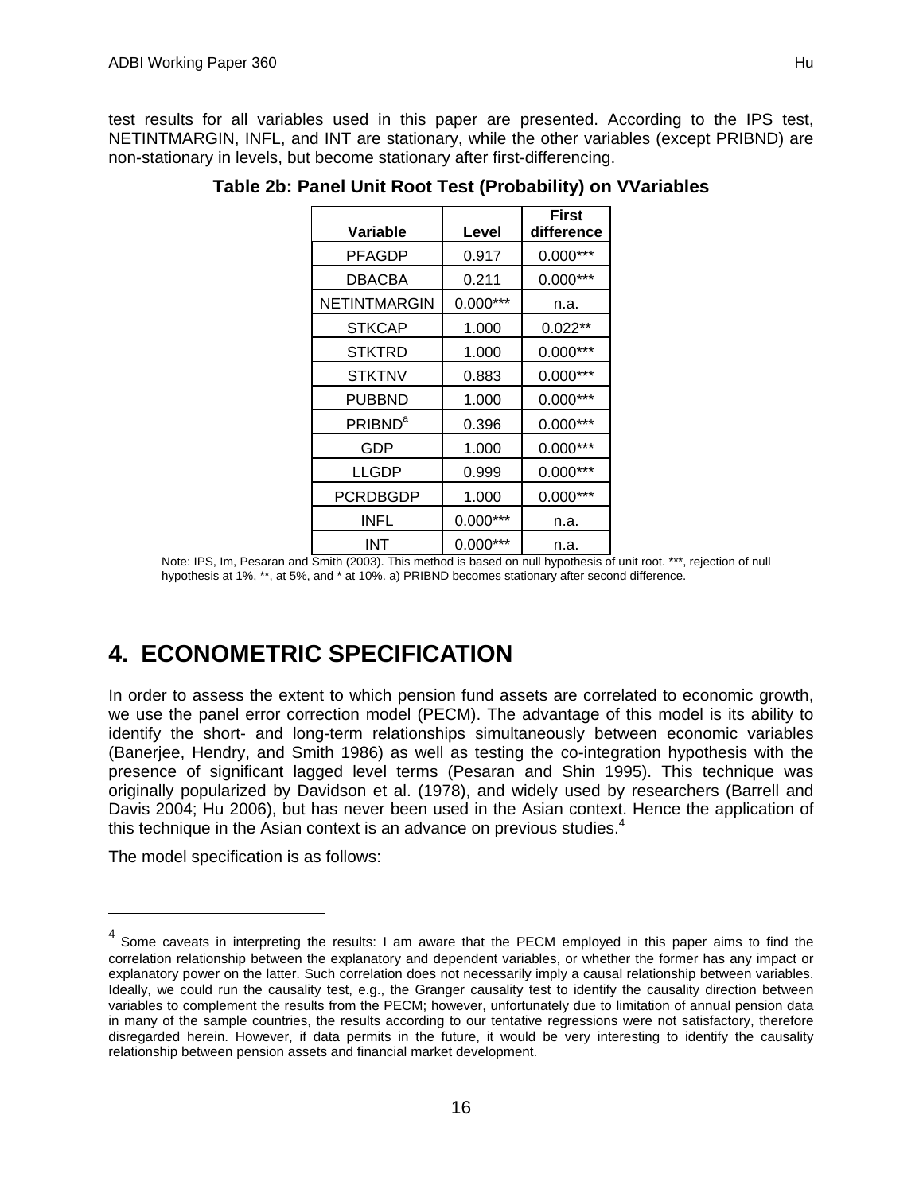test results for all variables used in this paper are presented. According to the IPS test, NETINTMARGIN, INFL, and INT are stationary, while the other variables (except PRIBND) are non-stationary in levels, but become stationary after first-differencing.

**Table 2b: Panel Unit Root Test (Probability) on VVariables**

| Variable | Level | First difference |
|---|---|---|
| PFAGDP | 0.917 | 0.000*** |
| DBACBA | 0.211 | 0.000*** |
| NETINTMARGIN | 0.000*** | n.a. |
| STKCAP | 1.000 | 0.022** |
| STKTRD | 1.000 | 0.000*** |
| STKTNV | 0.883 | 0.000*** |
| PUBBND | 1.000 | 0.000*** |
| PRIBND[a] | 0.396 | 0.000*** |
| GDP | 1.000 | 0.000*** |
| LLGDP | 0.999 | 0.000*** |
| PCRDBGDP | 1.000 | 0.000*** |
| INFL | 0.000*** | n.a. |
| INT | 0.000*** | n.a. |

Note: IPS, Im, Pesaran and Smith (2003). This method is based on null hypothesis of unit root. ***, rejection of null hypothesis at 1%, **, at 5%, and * at 10%. a) PRIBND becomes stationary after second difference.

# 4. ECONOMETRIC SPECIFICATION

In order to assess the extent to which pension fund assets are correlated to economic growth, we use the panel error correction model (PECM). The advantage of this model is its ability to identify the short- and long-term relationships simultaneously between economic variables (Banerjee, Hendry, and Smith 1986) as well as testing the co-integration hypothesis with the presence of significant lagged level terms (Pesaran and Shin 1995). This technique was originally popularized by Davidson et al. (1978), and widely used by researchers (Barrell and Davis 2004; Hu 2006), but has never been used in the Asian context. Hence the application of this technique in the Asian context is an advance on previous studies.[4]

The model specification is as follows:

[4] Some caveats in interpreting the results: I am aware that the PECM employed in this paper aims to find the correlation relationship between the explanatory and dependent variables, or whether the former has any impact or explanatory power on the latter. Such correlation does not necessarily imply a causal relationship between variables. Ideally, we could run the causality test, e.g., the Granger causality test to identify the causality direction between variables to complement the results from the PECM; however, unfortunately due to limitation of annual pension data in many of the sample countries, the results according to our tentative regressions were not satisfactory, therefore disregarded herein. However, if data permits in the future, it would be very interesting to identify the causality relationship between pension assets and financial market development.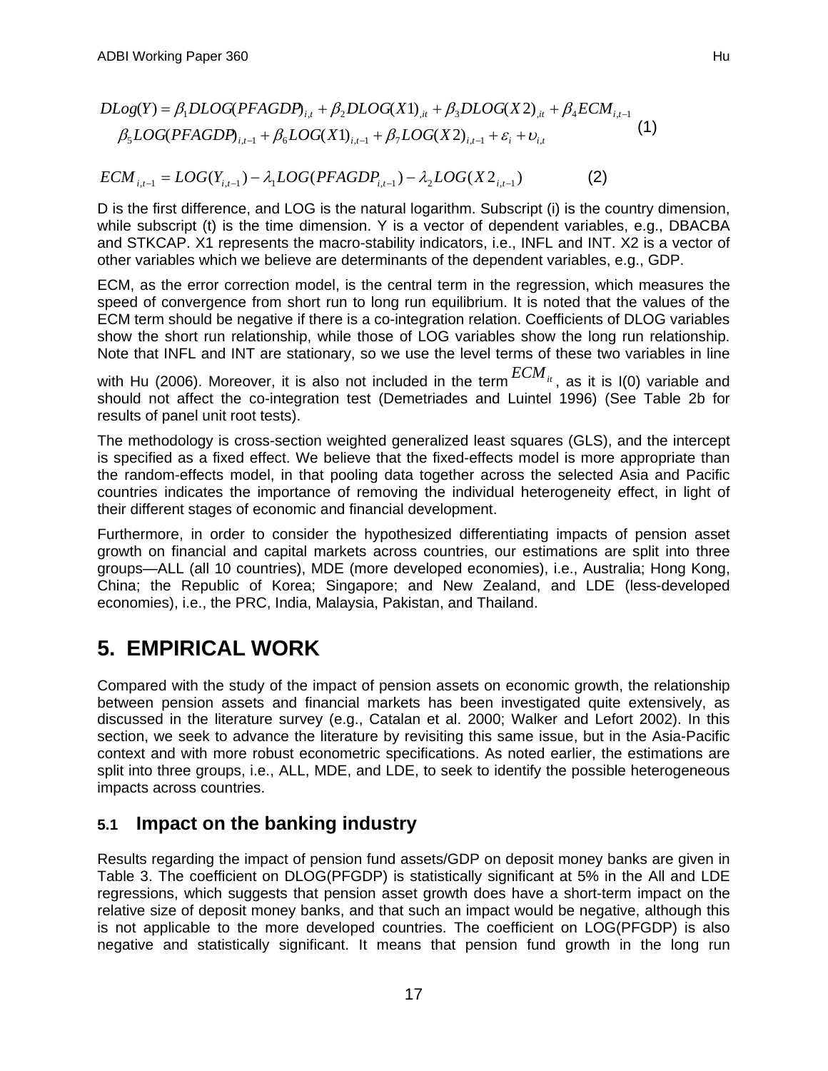$$DLog(Y) = \beta_1 DLOG(PFAGDP)_{i,t} + \beta_2 DLOG(X1)_{,it} + \beta_3 DLOG(X2)_{,it} + \beta_4 ECM_{i,t-1}$$
$$\beta_5 LOG(PFAGDP)_{i,t-1} + \beta_6 LOG(X1)_{i,t-1} + \beta_7 LOG(X2)_{i,t-1} + \varepsilon_i + \upsilon_{i,t} \quad (1)$$

$$ECM_{i,t-1} = LOG(Y_{i,t-1}) - \lambda_1 LOG(PFAGDP_{i,t-1}) - \lambda_2 LOG(X2_{i,t-1}) \quad (2)$$

D is the first difference, and LOG is the natural logarithm. Subscript (i) is the country dimension, while subscript (t) is the time dimension. Y is a vector of dependent variables, e.g., DBACBA and STKCAP. X1 represents the macro-stability indicators, i.e., INFL and INT. X2 is a vector of other variables which we believe are determinants of the dependent variables, e.g., GDP.

ECM, as the error correction model, is the central term in the regression, which measures the speed of convergence from short run to long run equilibrium. It is noted that the values of the ECM term should be negative if there is a co-integration relation. Coefficients of DLOG variables show the short run relationship, while those of LOG variables show the long run relationship. Note that INFL and INT are stationary, so we use the level terms of these two variables in line with Hu (2006). Moreover, it is also not included in the term $ECM_{it}$, as it is I(0) variable and should not affect the co-integration test (Demetriades and Luintel 1996) (See Table 2b for results of panel unit root tests).

The methodology is cross-section weighted generalized least squares (GLS), and the intercept is specified as a fixed effect. We believe that the fixed-effects model is more appropriate than the random-effects model, in that pooling data together across the selected Asia and Pacific countries indicates the importance of removing the individual heterogeneity effect, in light of their different stages of economic and financial development.

Furthermore, in order to consider the hypothesized differentiating impacts of pension asset growth on financial and capital markets across countries, our estimations are split into three groups—ALL (all 10 countries), MDE (more developed economies), i.e., Australia; Hong Kong, China; the Republic of Korea; Singapore; and New Zealand, and LDE (less-developed economies), i.e., the PRC, India, Malaysia, Pakistan, and Thailand.

# 5. EMPIRICAL WORK

Compared with the study of the impact of pension assets on economic growth, the relationship between pension assets and financial markets has been investigated quite extensively, as discussed in the literature survey (e.g., Catalan et al. 2000; Walker and Lefort 2002). In this section, we seek to advance the literature by revisiting this same issue, but in the Asia-Pacific context and with more robust econometric specifications. As noted earlier, the estimations are split into three groups, i.e., ALL, MDE, and LDE, to seek to identify the possible heterogeneous impacts across countries.

## 5.1 Impact on the banking industry

Results regarding the impact of pension fund assets/GDP on deposit money banks are given in Table 3. The coefficient on DLOG(PFGDP) is statistically significant at 5% in the All and LDE regressions, which suggests that pension asset growth does have a short-term impact on the relative size of deposit money banks, and that such an impact would be negative, although this is not applicable to the more developed countries. The coefficient on LOG(PFGDP) is also negative and statistically significant. It means that pension fund growth in the long run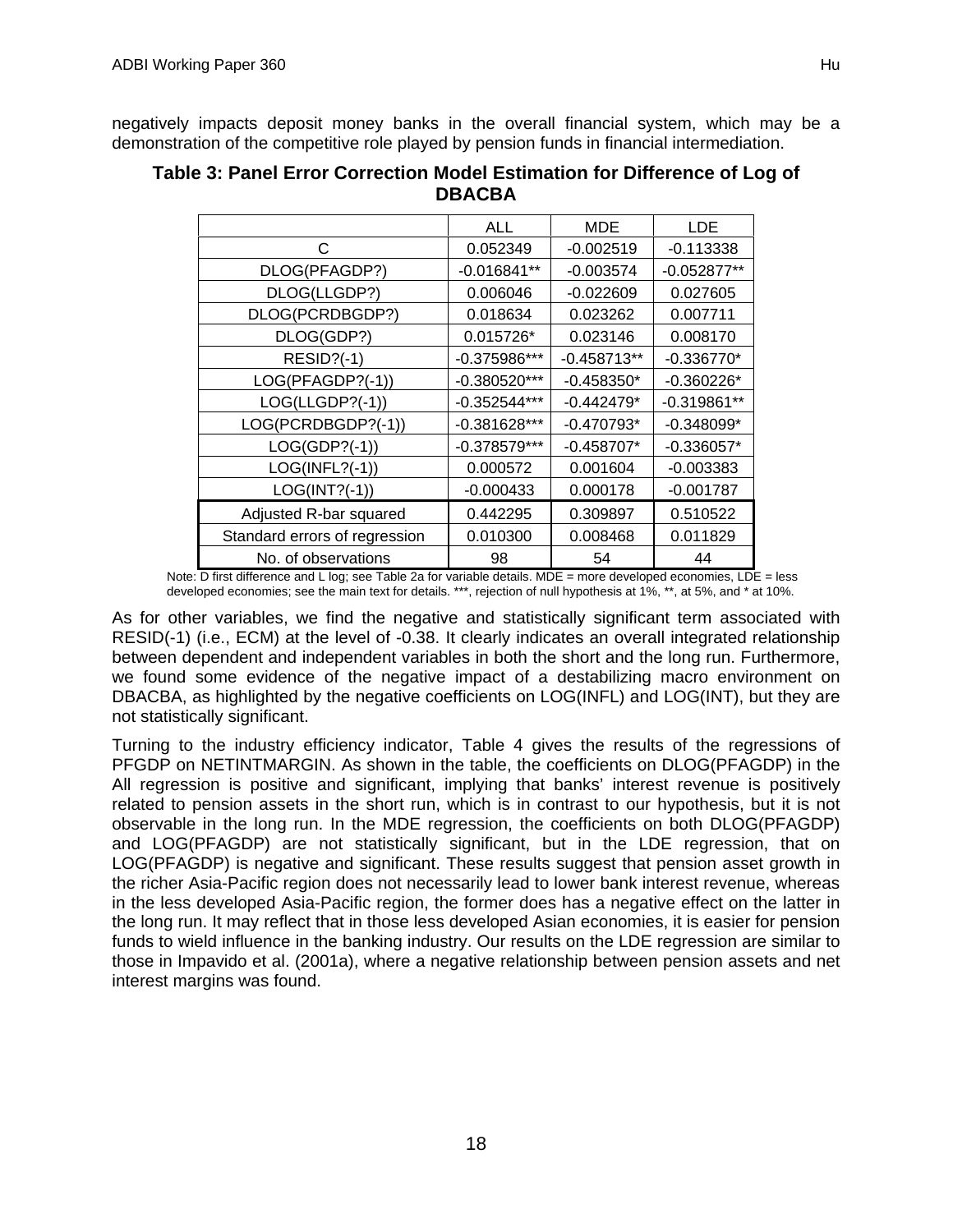negatively impacts deposit money banks in the overall financial system, which may be a demonstration of the competitive role played by pension funds in financial intermediation.

**Table 3: Panel Error Correction Model Estimation for Difference of Log of DBACBA**

| | ALL | MDE | LDE |
|---|---|---|---|
| C | 0.052349 | -0.002519 | -0.113338 |
| DLOG(PFAGDP?) | -0.016841** | -0.003574 | -0.052877** |
| DLOG(LLGDP?) | 0.006046 | -0.022609 | 0.027605 |
| DLOG(PCRDBGDP?) | 0.018634 | 0.023262 | 0.007711 |
| DLOG(GDP?) | 0.015726* | 0.023146 | 0.008170 |
| RESID?(-1) | -0.375986*** | -0.458713** | -0.336770* |
| LOG(PFAGDP?(-1)) | -0.380520*** | -0.458350* | -0.360226* |
| LOG(LLGDP?(-1)) | -0.352544*** | -0.442479* | -0.319861** |
| LOG(PCRDBGDP?(-1)) | -0.381628*** | -0.470793* | -0.348099* |
| LOG(GDP?(-1)) | -0.378579*** | -0.458707* | -0.336057* |
| LOG(INFL?(-1)) | 0.000572 | 0.001604 | -0.003383 |
| LOG(INT?(-1)) | -0.000433 | 0.000178 | -0.001787 |
| Adjusted R-bar squared | 0.442295 | 0.309897 | 0.510522 |
| Standard errors of regression | 0.010300 | 0.008468 | 0.011829 |
| No. of observations | 98 | 54 | 44 |

Note: D first difference and L log; see Table 2a for variable details. MDE = more developed economies, LDE = less developed economies; see the main text for details. ***, rejection of null hypothesis at 1%, **, at 5%, and * at 10%.

As for other variables, we find the negative and statistically significant term associated with RESID(-1) (i.e., ECM) at the level of -0.38. It clearly indicates an overall integrated relationship between dependent and independent variables in both the short and the long run. Furthermore, we found some evidence of the negative impact of a destabilizing macro environment on DBACBA, as highlighted by the negative coefficients on LOG(INFL) and LOG(INT), but they are not statistically significant.

Turning to the industry efficiency indicator, Table 4 gives the results of the regressions of PFGDP on NETINTMARGIN. As shown in the table, the coefficients on DLOG(PFAGDP) in the All regression is positive and significant, implying that banks' interest revenue is positively related to pension assets in the short run, which is in contrast to our hypothesis, but it is not observable in the long run. In the MDE regression, the coefficients on both DLOG(PFAGDP) and LOG(PFAGDP) are not statistically significant, but in the LDE regression, that on LOG(PFAGDP) is negative and significant. These results suggest that pension asset growth in the richer Asia-Pacific region does not necessarily lead to lower bank interest revenue, whereas in the less developed Asia-Pacific region, the former does has a negative effect on the latter in the long run. It may reflect that in those less developed Asian economies, it is easier for pension funds to wield influence in the banking industry. Our results on the LDE regression are similar to those in Impavido et al. (2001a), where a negative relationship between pension assets and net interest margins was found.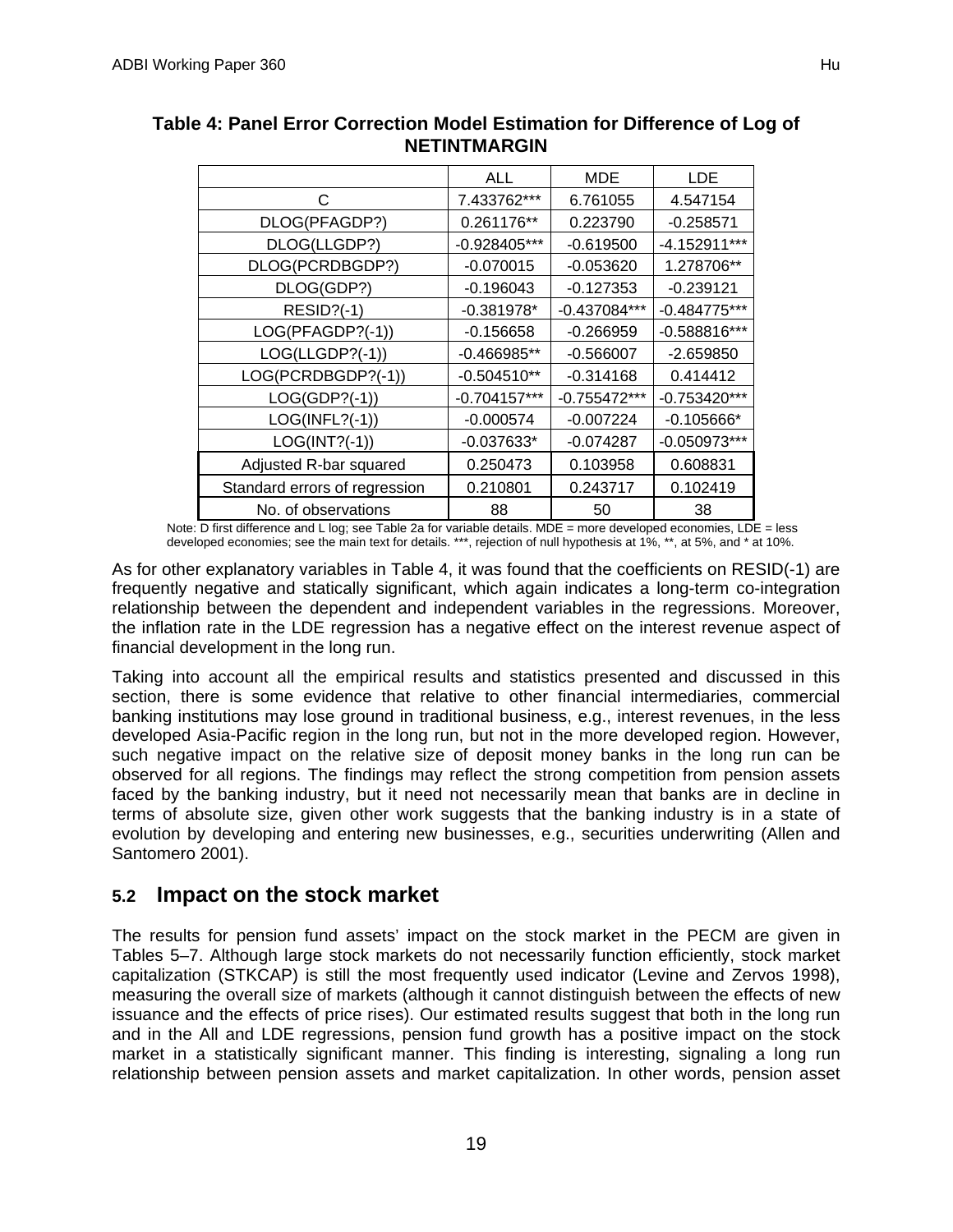**Table 4: Panel Error Correction Model Estimation for Difference of Log of NETINTMARGIN**

| | ALL | MDE | LDE |
|---|---|---|---|
| C | 7.433762*** | 6.761055 | 4.547154 |
| DLOG(PFAGDP?) | 0.261176** | 0.223790 | -0.258571 |
| DLOG(LLGDP?) | -0.928405*** | -0.619500 | -4.152911*** |
| DLOG(PCRDBGDP?) | -0.070015 | -0.053620 | 1.278706** |
| DLOG(GDP?) | -0.196043 | -0.127353 | -0.239121 |
| RESID?(-1) | -0.381978* | -0.437084*** | -0.484775*** |
| LOG(PFAGDP?(-1)) | -0.156658 | -0.266959 | -0.588816*** |
| LOG(LLGDP?(-1)) | -0.466985** | -0.566007 | -2.659850 |
| LOG(PCRDBGDP?(-1)) | -0.504510** | -0.314168 | 0.414412 |
| LOG(GDP?(-1)) | -0.704157*** | -0.755472*** | -0.753420*** |
| LOG(INFL?(-1)) | -0.000574 | -0.007224 | -0.105666* |
| LOG(INT?(-1)) | -0.037633* | -0.074287 | -0.050973*** |
| Adjusted R-bar squared | 0.250473 | 0.103958 | 0.608831 |
| Standard errors of regression | 0.210801 | 0.243717 | 0.102419 |
| No. of observations | 88 | 50 | 38 |

Note: D first difference and L log; see Table 2a for variable details. MDE = more developed economies, LDE = less developed economies; see the main text for details. ***, rejection of null hypothesis at 1%, **, at 5%, and * at 10%.

As for other explanatory variables in Table 4, it was found that the coefficients on RESID(-1) are frequently negative and statically significant, which again indicates a long-term co-integration relationship between the dependent and independent variables in the regressions. Moreover, the inflation rate in the LDE regression has a negative effect on the interest revenue aspect of financial development in the long run.

Taking into account all the empirical results and statistics presented and discussed in this section, there is some evidence that relative to other financial intermediaries, commercial banking institutions may lose ground in traditional business, e.g., interest revenues, in the less developed Asia-Pacific region in the long run, but not in the more developed region. However, such negative impact on the relative size of deposit money banks in the long run can be observed for all regions. The findings may reflect the strong competition from pension assets faced by the banking industry, but it need not necessarily mean that banks are in decline in terms of absolute size, given other work suggests that the banking industry is in a state of evolution by developing and entering new businesses, e.g., securities underwriting (Allen and Santomero 2001).

## 5.2 Impact on the stock market

The results for pension fund assets' impact on the stock market in the PECM are given in Tables 5–7. Although large stock markets do not necessarily function efficiently, stock market capitalization (STKCAP) is still the most frequently used indicator (Levine and Zervos 1998), measuring the overall size of markets (although it cannot distinguish between the effects of new issuance and the effects of price rises). Our estimated results suggest that both in the long run and in the All and LDE regressions, pension fund growth has a positive impact on the stock market in a statistically significant manner. This finding is interesting, signaling a long run relationship between pension assets and market capitalization. In other words, pension asset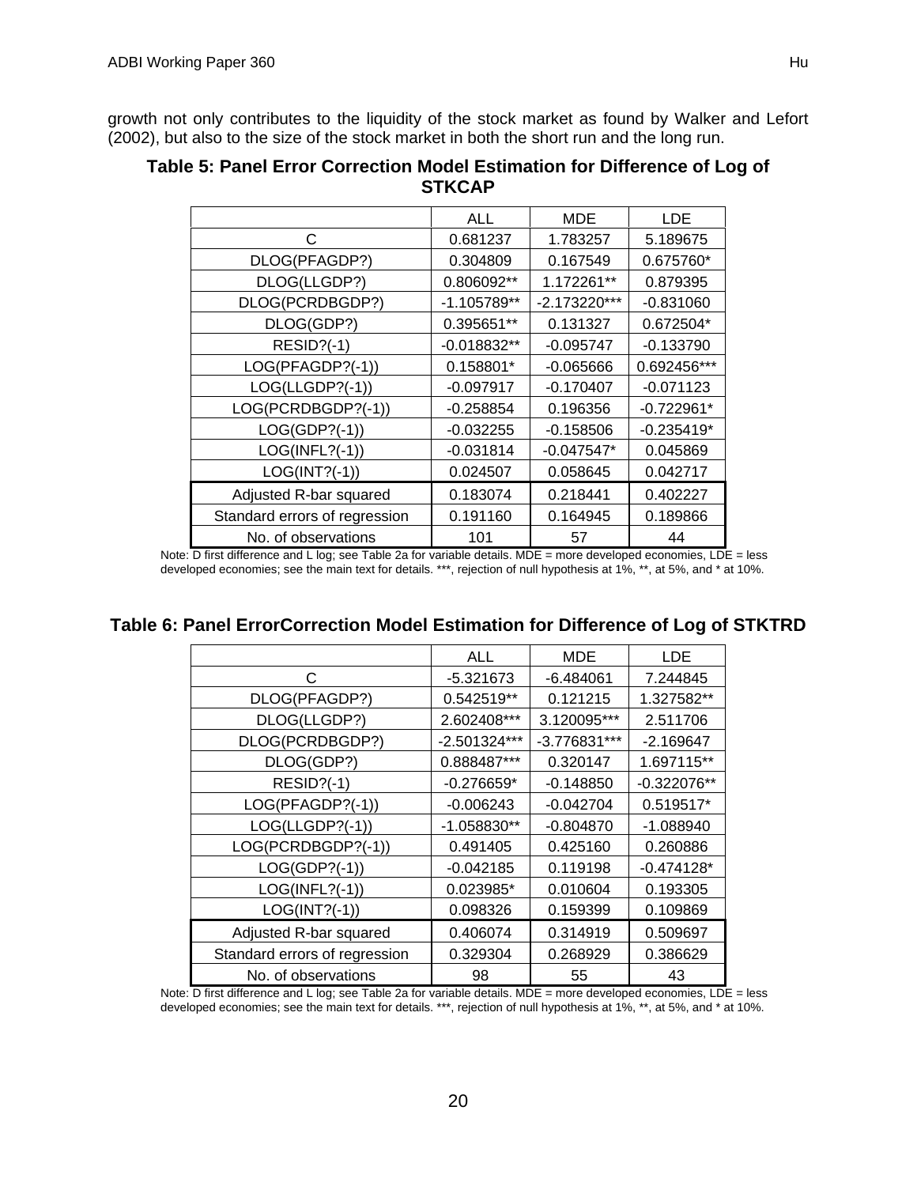growth not only contributes to the liquidity of the stock market as found by Walker and Lefort (2002), but also to the size of the stock market in both the short run and the long run.

**Table 5: Panel Error Correction Model Estimation for Difference of Log of STKCAP**

| | ALL | MDE | LDE |
|---|---|---|---|
| C | 0.681237 | 1.783257 | 5.189675 |
| DLOG(PFAGDP?) | 0.304809 | 0.167549 | 0.675760* |
| DLOG(LLGDP?) | 0.806092** | 1.172261** | 0.879395 |
| DLOG(PCRDBGDP?) | -1.105789** | -2.173220*** | -0.831060 |
| DLOG(GDP?) | 0.395651** | 0.131327 | 0.672504* |
| RESID?(-1) | -0.018832** | -0.095747 | -0.133790 |
| LOG(PFAGDP?(-1)) | 0.158801* | -0.065666 | 0.692456*** |
| LOG(LLGDP?(-1)) | -0.097917 | -0.170407 | -0.071123 |
| LOG(PCRDBGDP?(-1)) | -0.258854 | 0.196356 | -0.722961* |
| LOG(GDP?(-1)) | -0.032255 | -0.158506 | -0.235419* |
| LOG(INFL?(-1)) | -0.031814 | -0.047547* | 0.045869 |
| LOG(INT?(-1)) | 0.024507 | 0.058645 | 0.042717 |
| Adjusted R-bar squared | 0.183074 | 0.218441 | 0.402227 |
| Standard errors of regression | 0.191160 | 0.164945 | 0.189866 |
| No. of observations | 101 | 57 | 44 |

Note: D first difference and L log; see Table 2a for variable details. MDE = more developed economies, LDE = less developed economies; see the main text for details. ***, rejection of null hypothesis at 1%, **, at 5%, and * at 10%.

**Table 6: Panel ErrorCorrection Model Estimation for Difference of Log of STKTRD**

| | ALL | MDE | LDE |
|---|---|---|---|
| C | -5.321673 | -6.484061 | 7.244845 |
| DLOG(PFAGDP?) | 0.542519** | 0.121215 | 1.327582** |
| DLOG(LLGDP?) | 2.602408*** | 3.120095*** | 2.511706 |
| DLOG(PCRDBGDP?) | -2.501324*** | -3.776831*** | -2.169647 |
| DLOG(GDP?) | 0.888487*** | 0.320147 | 1.697115** |
| RESID?(-1) | -0.276659* | -0.148850 | -0.322076** |
| LOG(PFAGDP?(-1)) | -0.006243 | -0.042704 | 0.519517* |
| LOG(LLGDP?(-1)) | -1.058830** | -0.804870 | -1.088940 |
| LOG(PCRDBGDP?(-1)) | 0.491405 | 0.425160 | 0.260886 |
| LOG(GDP?(-1)) | -0.042185 | 0.119198 | -0.474128* |
| LOG(INFL?(-1)) | 0.023985* | 0.010604 | 0.193305 |
| LOG(INT?(-1)) | 0.098326 | 0.159399 | 0.109869 |
| Adjusted R-bar squared | 0.406074 | 0.314919 | 0.509697 |
| Standard errors of regression | 0.329304 | 0.268929 | 0.386629 |
| No. of observations | 98 | 55 | 43 |

Note: D first difference and L log; see Table 2a for variable details. MDE = more developed economies, LDE = less developed economies; see the main text for details. ***, rejection of null hypothesis at 1%, **, at 5%, and * at 10%.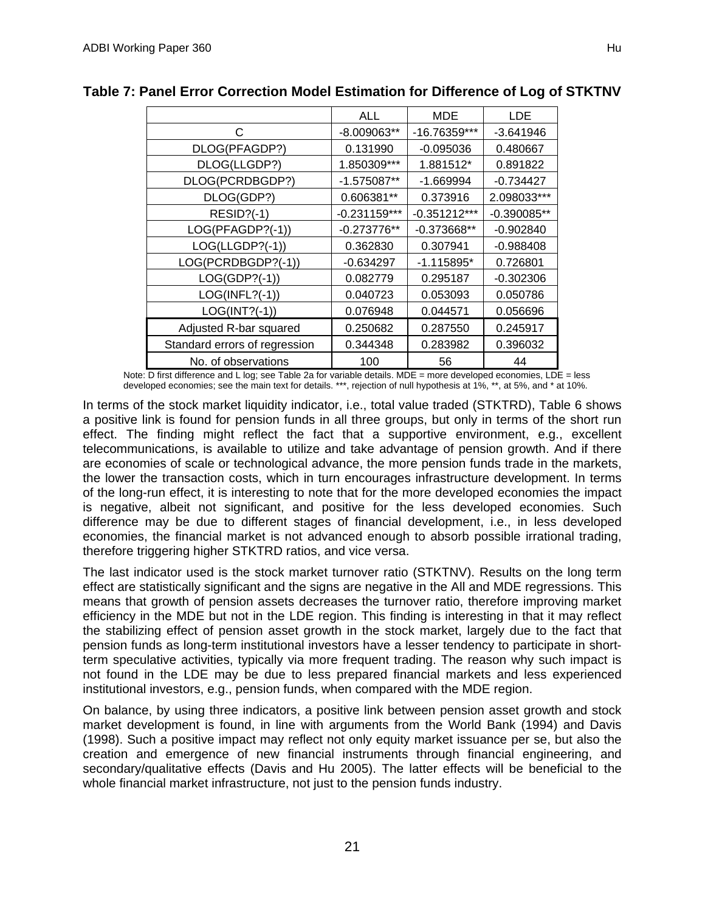**Table 7: Panel Error Correction Model Estimation for Difference of Log of STKTNV**

| | ALL | MDE | LDE |
|---|---|---|---|
| C | -8.009063** | -16.76359*** | -3.641946 |
| DLOG(PFAGDP?) | 0.131990 | -0.095036 | 0.480667 |
| DLOG(LLGDP?) | 1.850309*** | 1.881512* | 0.891822 |
| DLOG(PCRDBGDP?) | -1.575087** | -1.669994 | -0.734427 |
| DLOG(GDP?) | 0.606381** | 0.373916 | 2.098033*** |
| RESID?(-1) | -0.231159*** | -0.351212*** | -0.390085** |
| LOG(PFAGDP?(-1)) | -0.273776** | -0.373668** | -0.902840 |
| LOG(LLGDP?(-1)) | 0.362830 | 0.307941 | -0.988408 |
| LOG(PCRDBGDP?(-1)) | -0.634297 | -1.115895* | 0.726801 |
| LOG(GDP?(-1)) | 0.082779 | 0.295187 | -0.302306 |
| LOG(INFL?(-1)) | 0.040723 | 0.053093 | 0.050786 |
| LOG(INT?(-1)) | 0.076948 | 0.044571 | 0.056696 |
| Adjusted R-bar squared | 0.250682 | 0.287550 | 0.245917 |
| Standard errors of regression | 0.344348 | 0.283982 | 0.396032 |
| No. of observations | 100 | 56 | 44 |

Note: D first difference and L log; see Table 2a for variable details. MDE = more developed economies, LDE = less developed economies; see the main text for details. ***, rejection of null hypothesis at 1%, **, at 5%, and * at 10%.

In terms of the stock market liquidity indicator, i.e., total value traded (STKTRD), Table 6 shows a positive link is found for pension funds in all three groups, but only in terms of the short run effect. The finding might reflect the fact that a supportive environment, e.g., excellent telecommunications, is available to utilize and take advantage of pension growth. And if there are economies of scale or technological advance, the more pension funds trade in the markets, the lower the transaction costs, which in turn encourages infrastructure development. In terms of the long-run effect, it is interesting to note that for the more developed economies the impact is negative, albeit not significant, and positive for the less developed economies. Such difference may be due to different stages of financial development, i.e., in less developed economies, the financial market is not advanced enough to absorb possible irrational trading, therefore triggering higher STKTRD ratios, and vice versa.

The last indicator used is the stock market turnover ratio (STKTNV). Results on the long term effect are statistically significant and the signs are negative in the All and MDE regressions. This means that growth of pension assets decreases the turnover ratio, therefore improving market efficiency in the MDE but not in the LDE region. This finding is interesting in that it may reflect the stabilizing effect of pension asset growth in the stock market, largely due to the fact that pension funds as long-term institutional investors have a lesser tendency to participate in short-term speculative activities, typically via more frequent trading. The reason why such impact is not found in the LDE may be due to less prepared financial markets and less experienced institutional investors, e.g., pension funds, when compared with the MDE region.

On balance, by using three indicators, a positive link between pension asset growth and stock market development is found, in line with arguments from the World Bank (1994) and Davis (1998). Such a positive impact may reflect not only equity market issuance per se, but also the creation and emergence of new financial instruments through financial engineering, and secondary/qualitative effects (Davis and Hu 2005). The latter effects will be beneficial to the whole financial market infrastructure, not just to the pension funds industry.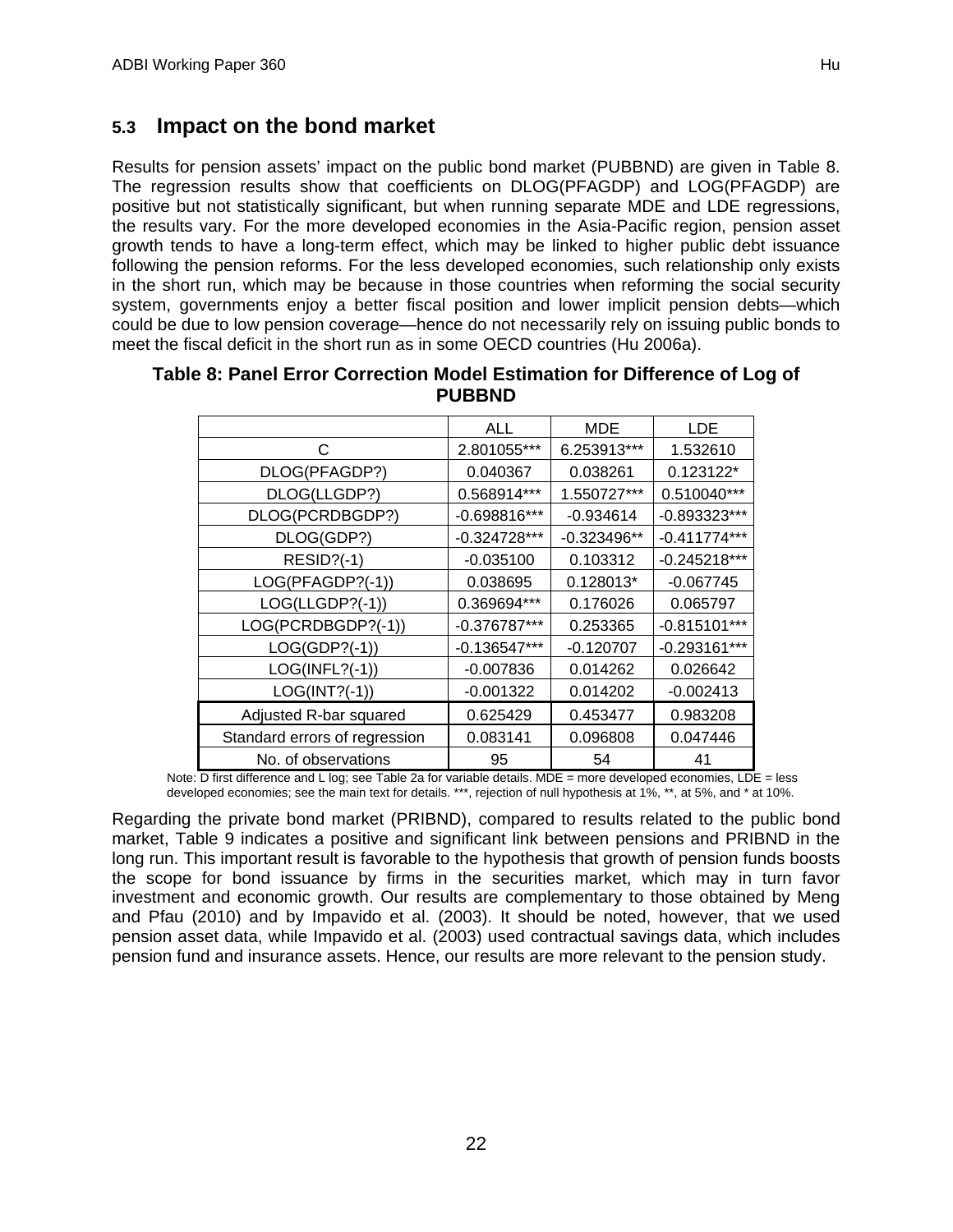## 5.3 Impact on the bond market

Results for pension assets' impact on the public bond market (PUBBND) are given in Table 8. The regression results show that coefficients on DLOG(PFAGDP) and LOG(PFAGDP) are positive but not statistically significant, but when running separate MDE and LDE regressions, the results vary. For the more developed economies in the Asia-Pacific region, pension asset growth tends to have a long-term effect, which may be linked to higher public debt issuance following the pension reforms. For the less developed economies, such relationship only exists in the short run, which may be because in those countries when reforming the social security system, governments enjoy a better fiscal position and lower implicit pension debts—which could be due to low pension coverage—hence do not necessarily rely on issuing public bonds to meet the fiscal deficit in the short run as in some OECD countries (Hu 2006a).

**Table 8: Panel Error Correction Model Estimation for Difference of Log of PUBBND**

| | ALL | MDE | LDE |
|---|---|---|---|
| C | 2.801055*** | 6.253913*** | 1.532610 |
| DLOG(PFAGDP?) | 0.040367 | 0.038261 | 0.123122* |
| DLOG(LLGDP?) | 0.568914*** | 1.550727*** | 0.510040*** |
| DLOG(PCRDBGDP?) | -0.698816*** | -0.934614 | -0.893323*** |
| DLOG(GDP?) | -0.324728*** | -0.323496** | -0.411774*** |
| RESID?(-1) | -0.035100 | 0.103312 | -0.245218*** |
| LOG(PFAGDP?(-1)) | 0.038695 | 0.128013* | -0.067745 |
| LOG(LLGDP?(-1)) | 0.369694*** | 0.176026 | 0.065797 |
| LOG(PCRDBGDP?(-1)) | -0.376787*** | 0.253365 | -0.815101*** |
| LOG(GDP?(-1)) | -0.136547*** | -0.120707 | -0.293161*** |
| LOG(INFL?(-1)) | -0.007836 | 0.014262 | 0.026642 |
| LOG(INT?(-1)) | -0.001322 | 0.014202 | -0.002413 |
| Adjusted R-bar squared | 0.625429 | 0.453477 | 0.983208 |
| Standard errors of regression | 0.083141 | 0.096808 | 0.047446 |
| No. of observations | 95 | 54 | 41 |

Note: D first difference and L log; see Table 2a for variable details. MDE = more developed economies, LDE = less developed economies; see the main text for details. ***, rejection of null hypothesis at 1%, **, at 5%, and * at 10%.

Regarding the private bond market (PRIBND), compared to results related to the public bond market, Table 9 indicates a positive and significant link between pensions and PRIBND in the long run. This important result is favorable to the hypothesis that growth of pension funds boosts the scope for bond issuance by firms in the securities market, which may in turn favor investment and economic growth. Our results are complementary to those obtained by Meng and Pfau (2010) and by Impavido et al. (2003). It should be noted, however, that we used pension asset data, while Impavido et al. (2003) used contractual savings data, which includes pension fund and insurance assets. Hence, our results are more relevant to the pension study.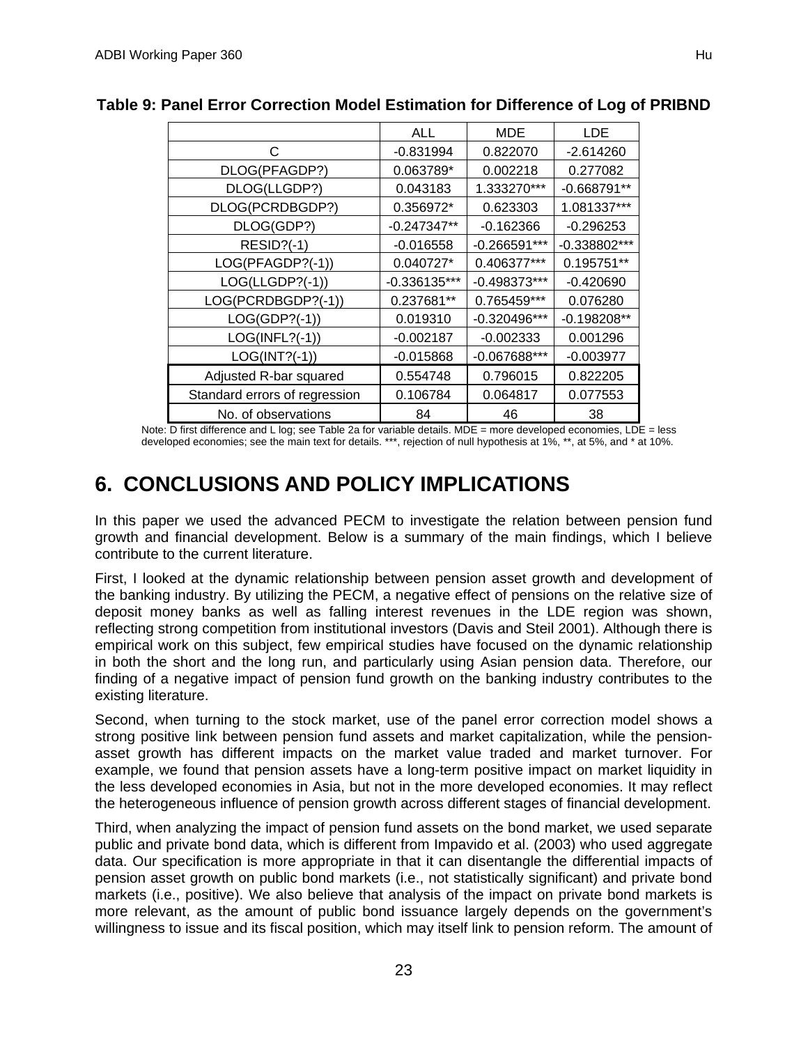**Table 9: Panel Error Correction Model Estimation for Difference of Log of PRIBND**

| | ALL | MDE | LDE |
|---|---|---|---|
| C | -0.831994 | 0.822070 | -2.614260 |
| DLOG(PFAGDP?) | 0.063789* | 0.002218 | 0.277082 |
| DLOG(LLGDP?) | 0.043183 | 1.333270*** | -0.668791** |
| DLOG(PCRDBGDP?) | 0.356972* | 0.623303 | 1.081337*** |
| DLOG(GDP?) | -0.247347** | -0.162366 | -0.296253 |
| RESID?(-1) | -0.016558 | -0.266591*** | -0.338802*** |
| LOG(PFAGDP?(-1)) | 0.040727* | 0.406377*** | 0.195751** |
| LOG(LLGDP?(-1)) | -0.336135*** | -0.498373*** | -0.420690 |
| LOG(PCRDBGDP?(-1)) | 0.237681** | 0.765459*** | 0.076280 |
| LOG(GDP?(-1)) | 0.019310 | -0.320496*** | -0.198208** |
| LOG(INFL?(-1)) | -0.002187 | -0.002333 | 0.001296 |
| LOG(INT?(-1)) | -0.015868 | -0.067688*** | -0.003977 |
| Adjusted R-bar squared | 0.554748 | 0.796015 | 0.822205 |
| Standard errors of regression | 0.106784 | 0.064817 | 0.077553 |
| No. of observations | 84 | 46 | 38 |

Note: D first difference and L log; see Table 2a for variable details. MDE = more developed economies, LDE = less developed economies; see the main text for details. ***, rejection of null hypothesis at 1%, **, at 5%, and * at 10%.

# 6. CONCLUSIONS AND POLICY IMPLICATIONS

In this paper we used the advanced PECM to investigate the relation between pension fund growth and financial development. Below is a summary of the main findings, which I believe contribute to the current literature.

First, I looked at the dynamic relationship between pension asset growth and development of the banking industry. By utilizing the PECM, a negative effect of pensions on the relative size of deposit money banks as well as falling interest revenues in the LDE region was shown, reflecting strong competition from institutional investors (Davis and Steil 2001). Although there is empirical work on this subject, few empirical studies have focused on the dynamic relationship in both the short and the long run, and particularly using Asian pension data. Therefore, our finding of a negative impact of pension fund growth on the banking industry contributes to the existing literature.

Second, when turning to the stock market, use of the panel error correction model shows a strong positive link between pension fund assets and market capitalization, while the pension-asset growth has different impacts on the market value traded and market turnover. For example, we found that pension assets have a long-term positive impact on market liquidity in the less developed economies in Asia, but not in the more developed economies. It may reflect the heterogeneous influence of pension growth across different stages of financial development.

Third, when analyzing the impact of pension fund assets on the bond market, we used separate public and private bond data, which is different from Impavido et al. (2003) who used aggregate data. Our specification is more appropriate in that it can disentangle the differential impacts of pension asset growth on public bond markets (i.e., not statistically significant) and private bond markets (i.e., positive). We also believe that analysis of the impact on private bond markets is more relevant, as the amount of public bond issuance largely depends on the government's willingness to issue and its fiscal position, which may itself link to pension reform. The amount of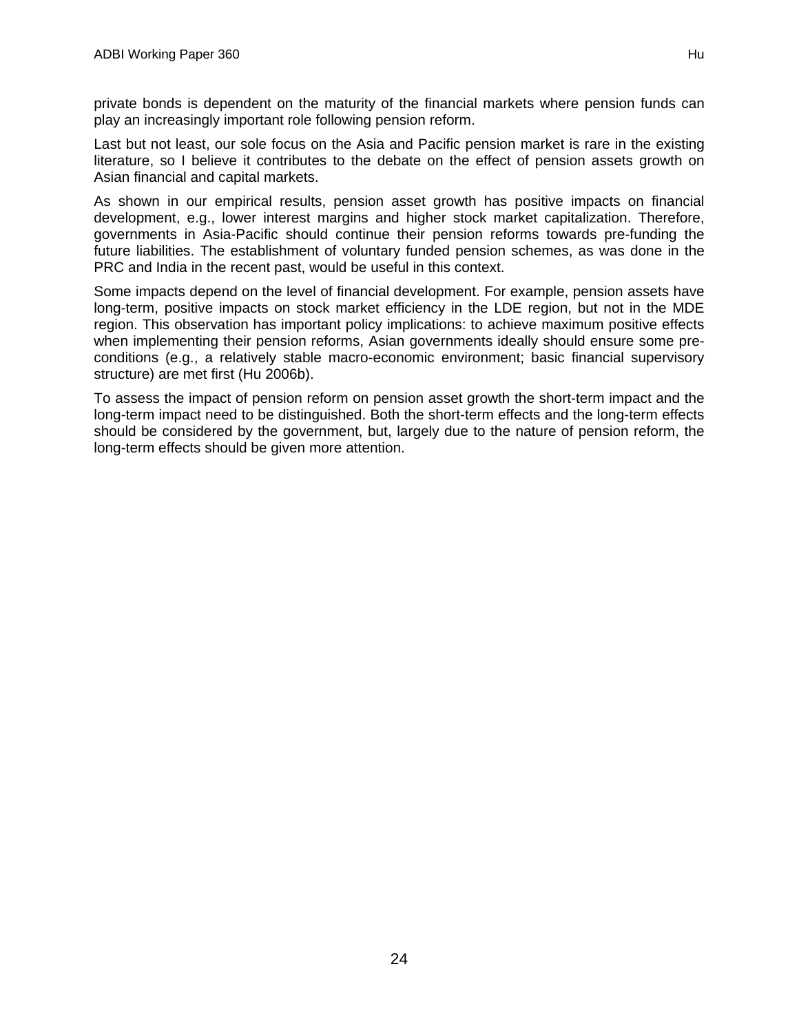private bonds is dependent on the maturity of the financial markets where pension funds can play an increasingly important role following pension reform.

Last but not least, our sole focus on the Asia and Pacific pension market is rare in the existing literature, so I believe it contributes to the debate on the effect of pension assets growth on Asian financial and capital markets.

As shown in our empirical results, pension asset growth has positive impacts on financial development, e.g., lower interest margins and higher stock market capitalization. Therefore, governments in Asia-Pacific should continue their pension reforms towards pre-funding the future liabilities. The establishment of voluntary funded pension schemes, as was done in the PRC and India in the recent past, would be useful in this context.

Some impacts depend on the level of financial development. For example, pension assets have long-term, positive impacts on stock market efficiency in the LDE region, but not in the MDE region. This observation has important policy implications: to achieve maximum positive effects when implementing their pension reforms, Asian governments ideally should ensure some pre-conditions (e.g., a relatively stable macro-economic environment; basic financial supervisory structure) are met first (Hu 2006b).

To assess the impact of pension reform on pension asset growth the short-term impact and the long-term impact need to be distinguished. Both the short-term effects and the long-term effects should be considered by the government, but, largely due to the nature of pension reform, the long-term effects should be given more attention.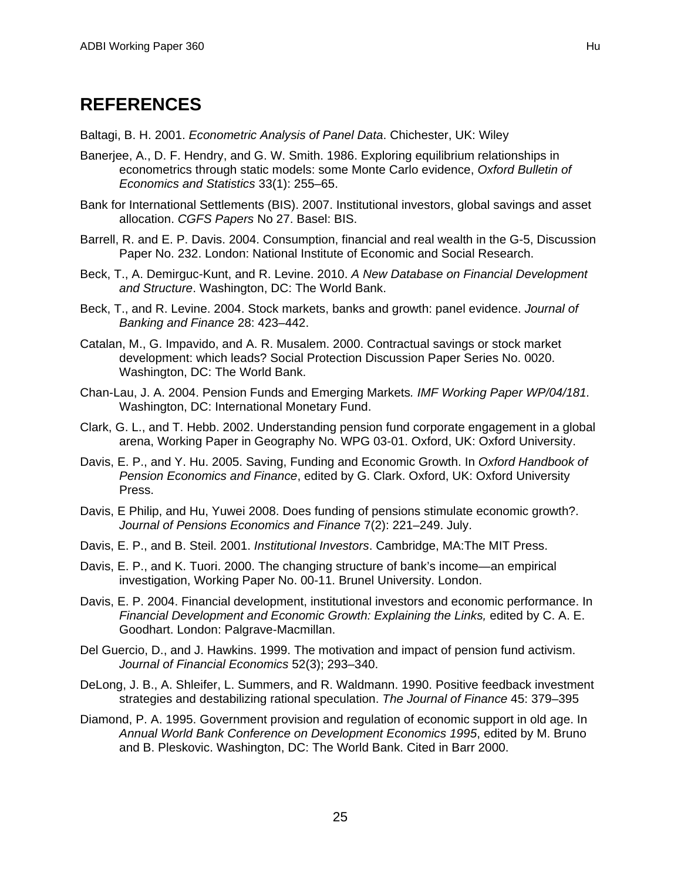# REFERENCES

Baltagi, B. H. 2001. *Econometric Analysis of Panel Data*. Chichester, UK: Wiley

Banerjee, A., D. F. Hendry, and G. W. Smith. 1986. Exploring equilibrium relationships in econometrics through static models: some Monte Carlo evidence, *Oxford Bulletin of Economics and Statistics* 33(1): 255–65.

Bank for International Settlements (BIS). 2007. Institutional investors, global savings and asset allocation. *CGFS Papers* No 27. Basel: BIS.

Barrell, R. and E. P. Davis. 2004. Consumption, financial and real wealth in the G-5, Discussion Paper No. 232. London: National Institute of Economic and Social Research.

Beck, T., A. Demirguc-Kunt, and R. Levine. 2010. *A New Database on Financial Development and Structure*. Washington, DC: The World Bank.

Beck, T., and R. Levine. 2004. Stock markets, banks and growth: panel evidence. *Journal of Banking and Finance* 28: 423–442.

Catalan, M., G. Impavido, and A. R. Musalem. 2000. Contractual savings or stock market development: which leads? Social Protection Discussion Paper Series No. 0020. Washington, DC: The World Bank.

Chan-Lau, J. A. 2004. Pension Funds and Emerging Markets*. IMF Working Paper WP/04/181*. Washington, DC: International Monetary Fund.

Clark, G. L., and T. Hebb. 2002. Understanding pension fund corporate engagement in a global arena, Working Paper in Geography No. WPG 03-01. Oxford, UK: Oxford University.

Davis, E. P., and Y. Hu. 2005. Saving, Funding and Economic Growth. In *Oxford Handbook of Pension Economics and Finance*, edited by G. Clark. Oxford, UK: Oxford University Press.

Davis, E Philip, and Hu, Yuwei 2008. Does funding of pensions stimulate economic growth?. *Journal of Pensions Economics and Finance* 7(2): 221–249. July.

Davis, E. P., and B. Steil. 2001. *Institutional Investors*. Cambridge, MA:The MIT Press.

Davis, E. P., and K. Tuori. 2000. The changing structure of bank's income—an empirical investigation, Working Paper No. 00-11. Brunel University. London.

Davis, E. P. 2004. Financial development, institutional investors and economic performance. In *Financial Development and Economic Growth: Explaining the Links,* edited by C. A. E. Goodhart. London: Palgrave-Macmillan.

Del Guercio, D., and J. Hawkins. 1999. The motivation and impact of pension fund activism. *Journal of Financial Economics* 52(3); 293–340.

DeLong, J. B., A. Shleifer, L. Summers, and R. Waldmann. 1990. Positive feedback investment strategies and destabilizing rational speculation. *The Journal of Finance* 45: 379–395

Diamond, P. A. 1995. Government provision and regulation of economic support in old age. In *Annual World Bank Conference on Development Economics 1995*, edited by M. Bruno and B. Pleskovic. Washington, DC: The World Bank. Cited in Barr 2000.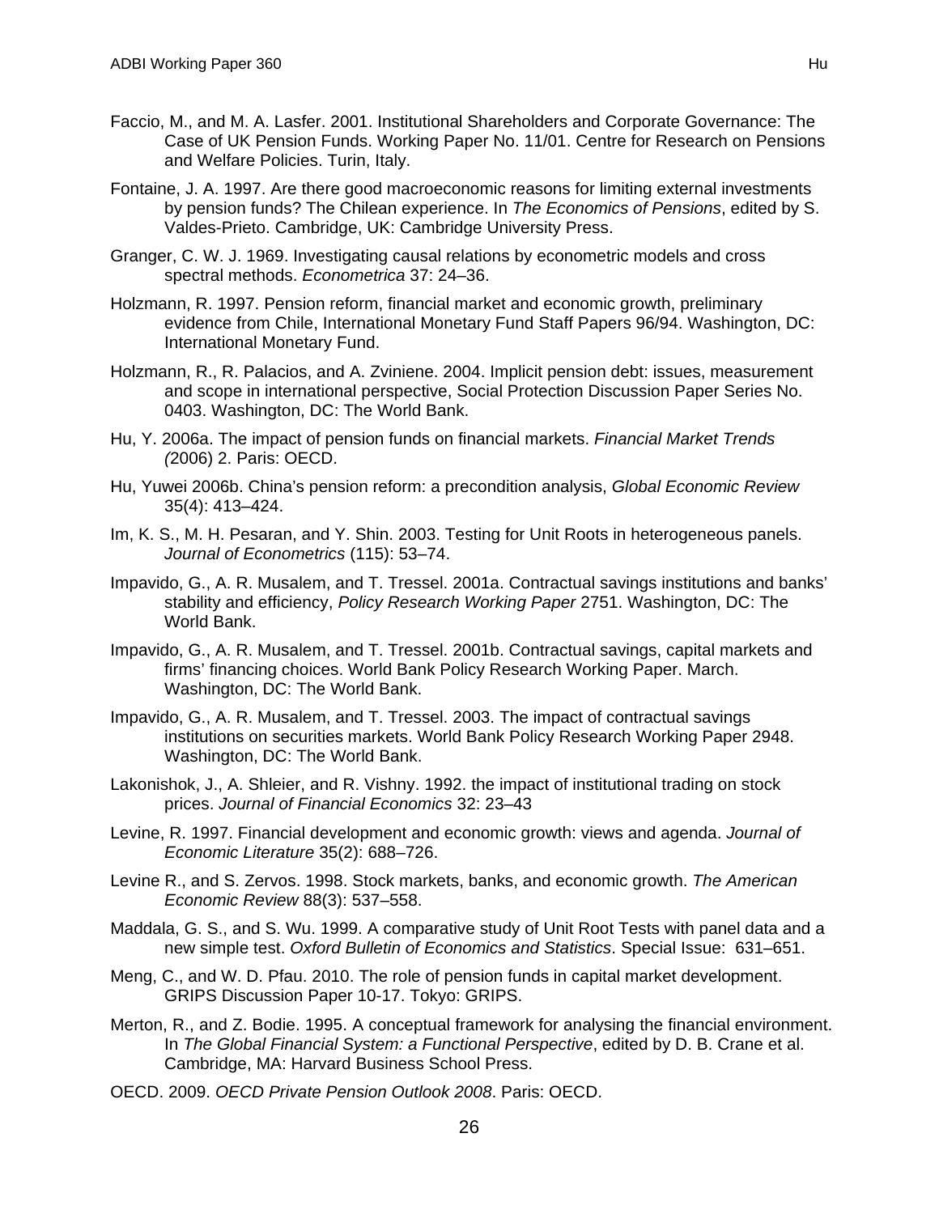Faccio, M., and M. A. Lasfer. 2001. Institutional Shareholders and Corporate Governance: The Case of UK Pension Funds. Working Paper No. 11/01. Centre for Research on Pensions and Welfare Policies. Turin, Italy.

Fontaine, J. A. 1997. Are there good macroeconomic reasons for limiting external investments by pension funds? The Chilean experience. In *The Economics of Pensions*, edited by S. Valdes-Prieto. Cambridge, UK: Cambridge University Press.

Granger, C. W. J. 1969. Investigating causal relations by econometric models and cross spectral methods. *Econometrica* 37: 24–36.

Holzmann, R. 1997. Pension reform, financial market and economic growth, preliminary evidence from Chile, International Monetary Fund Staff Papers 96/94. Washington, DC: International Monetary Fund.

Holzmann, R., R. Palacios, and A. Zviniene. 2004. Implicit pension debt: issues, measurement and scope in international perspective, Social Protection Discussion Paper Series No. 0403. Washington, DC: The World Bank.

Hu, Y. 2006a. The impact of pension funds on financial markets. *Financial Market Trends (*2006) 2. Paris: OECD.

Hu, Yuwei 2006b. China's pension reform: a precondition analysis, *Global Economic Review* 35(4): 413–424.

Im, K. S., M. H. Pesaran, and Y. Shin. 2003. Testing for Unit Roots in heterogeneous panels. *Journal of Econometrics* (115): 53–74.

Impavido, G., A. R. Musalem, and T. Tressel. 2001a. Contractual savings institutions and banks' stability and efficiency, *Policy Research Working Paper* 2751. Washington, DC: The World Bank.

Impavido, G., A. R. Musalem, and T. Tressel. 2001b. Contractual savings, capital markets and firms' financing choices. World Bank Policy Research Working Paper. March. Washington, DC: The World Bank.

Impavido, G., A. R. Musalem, and T. Tressel. 2003. The impact of contractual savings institutions on securities markets. World Bank Policy Research Working Paper 2948. Washington, DC: The World Bank.

Lakonishok, J., A. Shleier, and R. Vishny. 1992. the impact of institutional trading on stock prices. *Journal of Financial Economics* 32: 23–43

Levine, R. 1997. Financial development and economic growth: views and agenda. *Journal of Economic Literature* 35(2): 688–726.

Levine R., and S. Zervos. 1998. Stock markets, banks, and economic growth. *The American Economic Review* 88(3): 537–558.

Maddala, G. S., and S. Wu. 1999. A comparative study of Unit Root Tests with panel data and a new simple test. *Oxford Bulletin of Economics and Statistics*. Special Issue: 631–651.

Meng, C., and W. D. Pfau. 2010. The role of pension funds in capital market development. GRIPS Discussion Paper 10-17. Tokyo: GRIPS.

Merton, R., and Z. Bodie. 1995. A conceptual framework for analysing the financial environment. In *The Global Financial System: a Functional Perspective*, edited by D. B. Crane et al. Cambridge, MA: Harvard Business School Press.

OECD. 2009. *OECD Private Pension Outlook 2008*. Paris: OECD.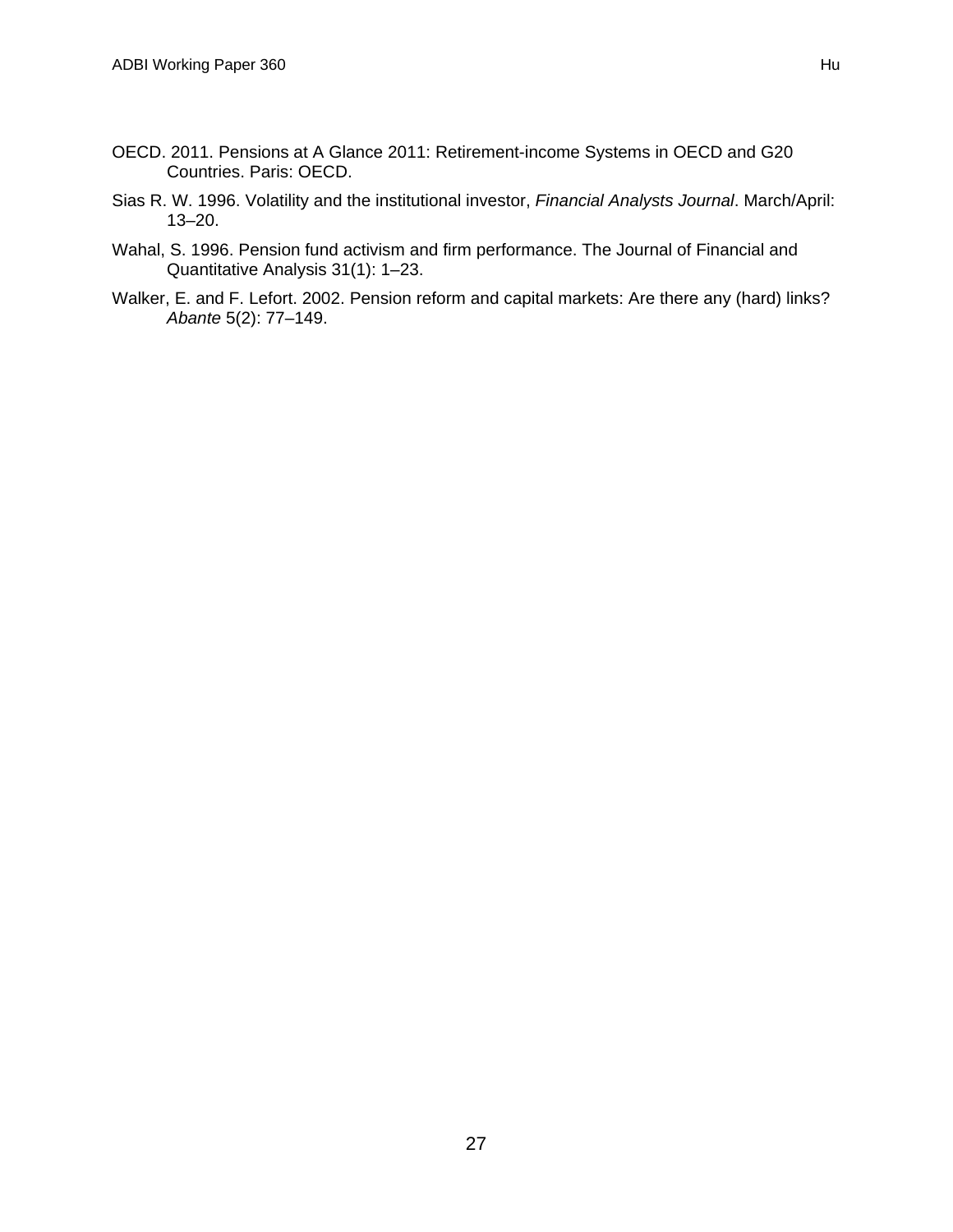OECD. 2011. Pensions at A Glance 2011: Retirement-income Systems in OECD and G20 Countries. Paris: OECD.

Sias R. W. 1996. Volatility and the institutional investor, *Financial Analysts Journal*. March/April: 13–20.

Wahal, S. 1996. Pension fund activism and firm performance. The Journal of Financial and Quantitative Analysis 31(1): 1–23.

Walker, E. and F. Lefort. 2002. Pension reform and capital markets: Are there any (hard) links? *Abante* 5(2): 77–149.